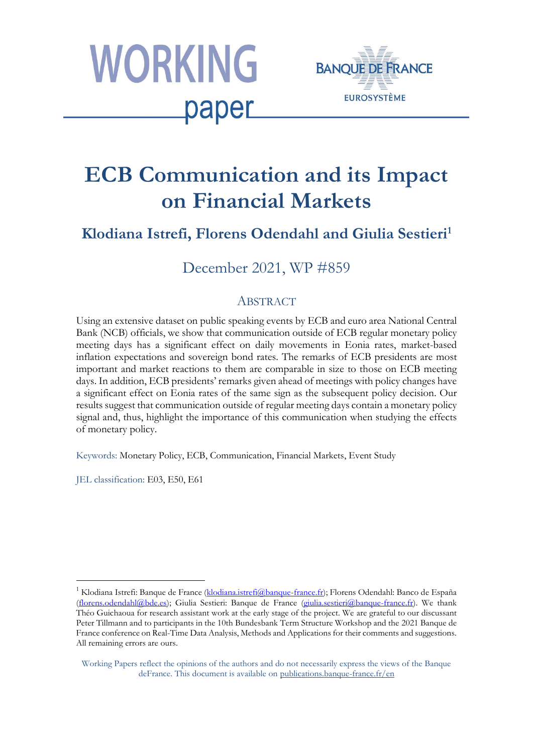WORKING paper

BANQUE DE FRANCE

EUROSYSTÈME

# ECB Communication and its Impact on Financial Markets

## Klodiana Istrefi, Florens Odendahl and Giulia Sestieri[1]

December 2021, WP #859

## ABSTRACT

Using an extensive dataset on public speaking events by ECB and euro area National Central Bank (NCB) officials, we show that communication outside of ECB regular monetary policy meeting days has a significant effect on daily movements in Eonia rates, market-based inflation expectations and sovereign bond rates. The remarks of ECB presidents are most important and market reactions to them are comparable in size to those on ECB meeting days. In addition, ECB presidents' remarks given ahead of meetings with policy changes have a significant effect on Eonia rates of the same sign as the subsequent policy decision. Our results suggest that communication outside of regular meeting days contain a monetary policy signal and, thus, highlight the importance of this communication when studying the effects of monetary policy.

Keywords: Monetary Policy, ECB, Communication, Financial Markets, Event Study

JEL classification: E03, E50, E61

---

[1] Klodiana Istrefi: Banque de France (klodiana.istrefi@banque-france.fr); Florens Odendahl: Banco de España (florens.odendahl@bde.es); Giulia Sestieri: Banque de France (giulia.sestieri@banque-france.fr). We thank Théo Guichaoua for research assistant work at the early stage of the project. We are grateful to our discussant Peter Tillmann and to participants in the 10th Bundesbank Term Structure Workshop and the 2021 Banque de France conference on Real-Time Data Analysis, Methods and Applications for their comments and suggestions. All remaining errors are ours.

Working Papers reflect the opinions of the authors and do not necessarily express the views of the Banque deFrance. This document is available on publications.banque-france.fr/en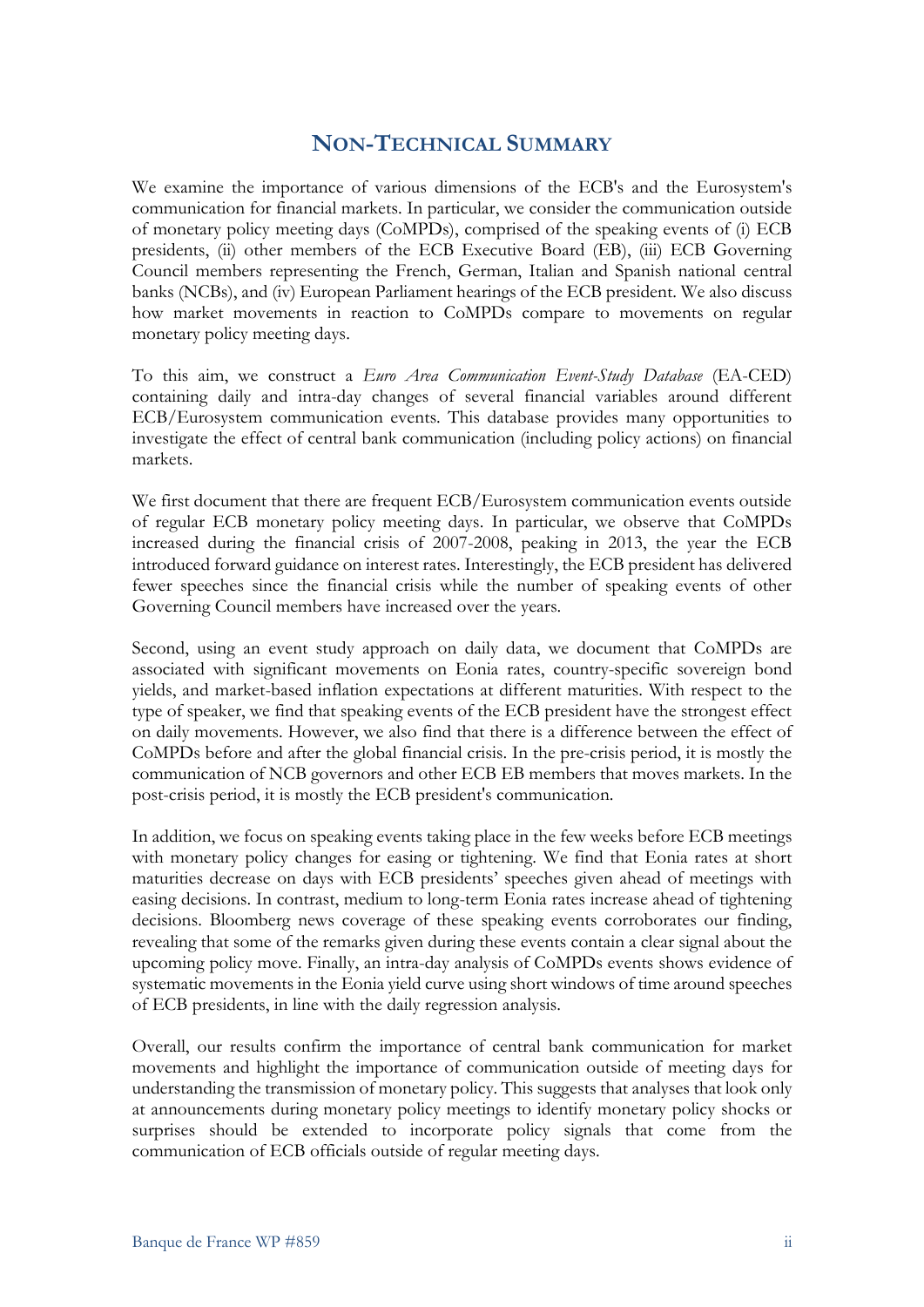# NON-TECHNICAL SUMMARY

We examine the importance of various dimensions of the ECB's and the Eurosystem's communication for financial markets. In particular, we consider the communication outside of monetary policy meeting days (CoMPDs), comprised of the speaking events of (i) ECB presidents, (ii) other members of the ECB Executive Board (EB), (iii) ECB Governing Council members representing the French, German, Italian and Spanish national central banks (NCBs), and (iv) European Parliament hearings of the ECB president. We also discuss how market movements in reaction to CoMPDs compare to movements on regular monetary policy meeting days.

To this aim, we construct a *Euro Area Communication Event-Study Database* (EA-CED) containing daily and intra-day changes of several financial variables around different ECB/Eurosystem communication events. This database provides many opportunities to investigate the effect of central bank communication (including policy actions) on financial markets.

We first document that there are frequent ECB/Eurosystem communication events outside of regular ECB monetary policy meeting days. In particular, we observe that CoMPDs increased during the financial crisis of 2007-2008, peaking in 2013, the year the ECB introduced forward guidance on interest rates. Interestingly, the ECB president has delivered fewer speeches since the financial crisis while the number of speaking events of other Governing Council members have increased over the years.

Second, using an event study approach on daily data, we document that CoMPDs are associated with significant movements on Eonia rates, country-specific sovereign bond yields, and market-based inflation expectations at different maturities. With respect to the type of speaker, we find that speaking events of the ECB president have the strongest effect on daily movements. However, we also find that there is a difference between the effect of CoMPDs before and after the global financial crisis. In the pre-crisis period, it is mostly the communication of NCB governors and other ECB EB members that moves markets. In the post-crisis period, it is mostly the ECB president's communication.

In addition, we focus on speaking events taking place in the few weeks before ECB meetings with monetary policy changes for easing or tightening. We find that Eonia rates at short maturities decrease on days with ECB presidents' speeches given ahead of meetings with easing decisions. In contrast, medium to long-term Eonia rates increase ahead of tightening decisions. Bloomberg news coverage of these speaking events corroborates our finding, revealing that some of the remarks given during these events contain a clear signal about the upcoming policy move. Finally, an intra-day analysis of CoMPDs events shows evidence of systematic movements in the Eonia yield curve using short windows of time around speeches of ECB presidents, in line with the daily regression analysis.

Overall, our results confirm the importance of central bank communication for market movements and highlight the importance of communication outside of meeting days for understanding the transmission of monetary policy. This suggests that analyses that look only at announcements during monetary policy meetings to identify monetary policy shocks or surprises should be extended to incorporate policy signals that come from the communication of ECB officials outside of regular meeting days.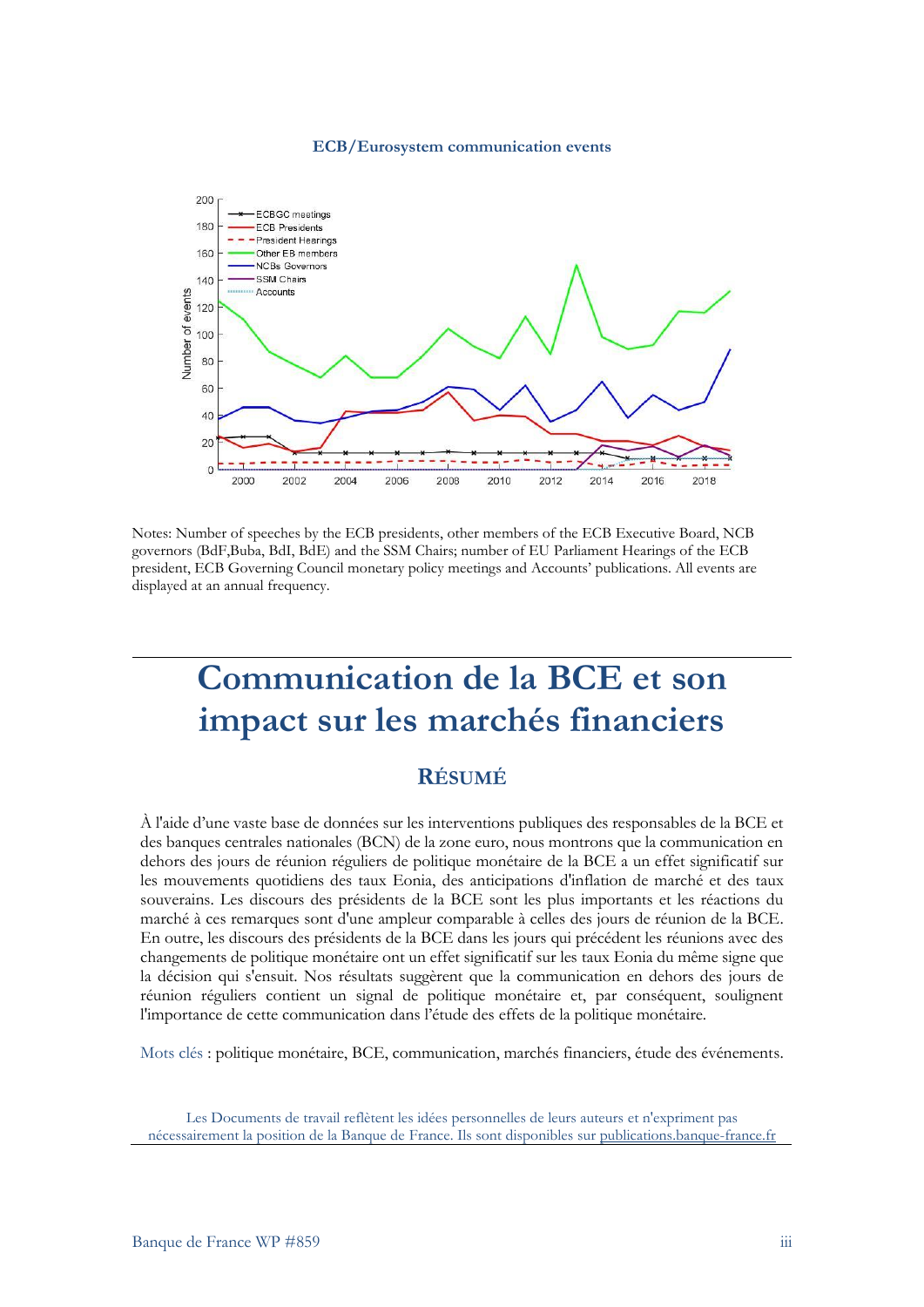**ECB/Eurosystem communication events**

Notes: Number of speeches by the ECB presidents, other members of the ECB Executive Board, NCB governors (BdF,Buba, BdI, BdE) and the SSM Chairs; number of EU Parliament Hearings of the ECB president, ECB Governing Council monetary policy meetings and Accounts' publications. All events are displayed at an annual frequency.

# Communication de la BCE et son impact sur les marchés financiers

## RÉSUMÉ

À l'aide d'une vaste base de données sur les interventions publiques des responsables de la BCE et des banques centrales nationales (BCN) de la zone euro, nous montrons que la communication en dehors des jours de réunion réguliers de politique monétaire de la BCE a un effet significatif sur les mouvements quotidiens des taux Eonia, des anticipations d'inflation de marché et des taux souverains. Les discours des présidents de la BCE sont les plus importants et les réactions du marché à ces remarques sont d'une ampleur comparable à celles des jours de réunion de la BCE. En outre, les discours des présidents de la BCE dans les jours qui précèdent les réunions avec des changements de politique monétaire ont un effet significatif sur les taux Eonia du même signe que la décision qui s'ensuit. Nos résultats suggèrent que la communication en dehors des jours de réunion réguliers contient un signal de politique monétaire et, par conséquent, soulignent l'importance de cette communication dans l'étude des effets de la politique monétaire.

Mots clés : politique monétaire, BCE, communication, marchés financiers, étude des événements.

Les Documents de travail reflètent les idées personnelles de leurs auteurs et n'expriment pas nécessairement la position de la Banque de France. Ils sont disponibles sur publications.banque-france.fr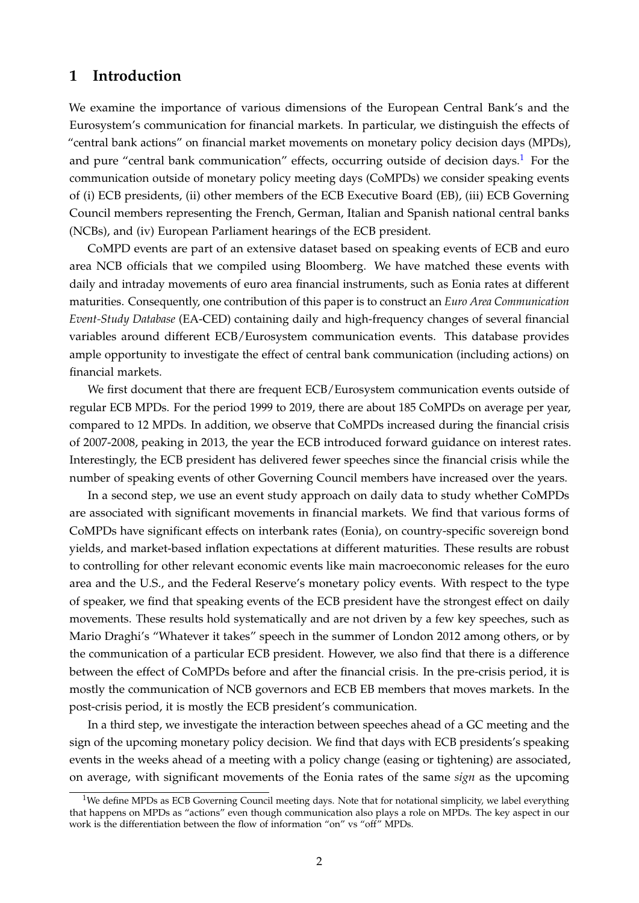## 1 Introduction

We examine the importance of various dimensions of the European Central Bank's and the Eurosystem's communication for financial markets. In particular, we distinguish the effects of "central bank actions" on financial market movements on monetary policy decision days (MPDs), and pure "central bank communication" effects, occurring outside of decision days.[1] For the communication outside of monetary policy meeting days (CoMPDs) we consider speaking events of (i) ECB presidents, (ii) other members of the ECB Executive Board (EB), (iii) ECB Governing Council members representing the French, German, Italian and Spanish national central banks (NCBs), and (iv) European Parliament hearings of the ECB president.

CoMPD events are part of an extensive dataset based on speaking events of ECB and euro area NCB officials that we compiled using Bloomberg. We have matched these events with daily and intraday movements of euro area financial instruments, such as Eonia rates at different maturities. Consequently, one contribution of this paper is to construct an *Euro Area Communication Event-Study Database* (EA-CED) containing daily and high-frequency changes of several financial variables around different ECB/Eurosystem communication events. This database provides ample opportunity to investigate the effect of central bank communication (including actions) on financial markets.

We first document that there are frequent ECB/Eurosystem communication events outside of regular ECB MPDs. For the period 1999 to 2019, there are about 185 CoMPDs on average per year, compared to 12 MPDs. In addition, we observe that CoMPDs increased during the financial crisis of 2007-2008, peaking in 2013, the year the ECB introduced forward guidance on interest rates. Interestingly, the ECB president has delivered fewer speeches since the financial crisis while the number of speaking events of other Governing Council members have increased over the years.

In a second step, we use an event study approach on daily data to study whether CoMPDs are associated with significant movements in financial markets. We find that various forms of CoMPDs have significant effects on interbank rates (Eonia), on country-specific sovereign bond yields, and market-based inflation expectations at different maturities. These results are robust to controlling for other relevant economic events like main macroeconomic releases for the euro area and the U.S., and the Federal Reserve's monetary policy events. With respect to the type of speaker, we find that speaking events of the ECB president have the strongest effect on daily movements. These results hold systematically and are not driven by a few key speeches, such as Mario Draghi's "Whatever it takes" speech in the summer of London 2012 among others, or by the communication of a particular ECB president. However, we also find that there is a difference between the effect of CoMPDs before and after the financial crisis. In the pre-crisis period, it is mostly the communication of NCB governors and ECB EB members that moves markets. In the post-crisis period, it is mostly the ECB president's communication.

In a third step, we investigate the interaction between speeches ahead of a GC meeting and the sign of the upcoming monetary policy decision. We find that days with ECB presidents's speaking events in the weeks ahead of a meeting with a policy change (easing or tightening) are associated, on average, with significant movements of the Eonia rates of the same *sign* as the upcoming

[1] We define MPDs as ECB Governing Council meeting days. Note that for notational simplicity, we label everything that happens on MPDs as "actions" even though communication also plays a role on MPDs. The key aspect in our work is the differentiation between the flow of information "on" vs "off" MPDs.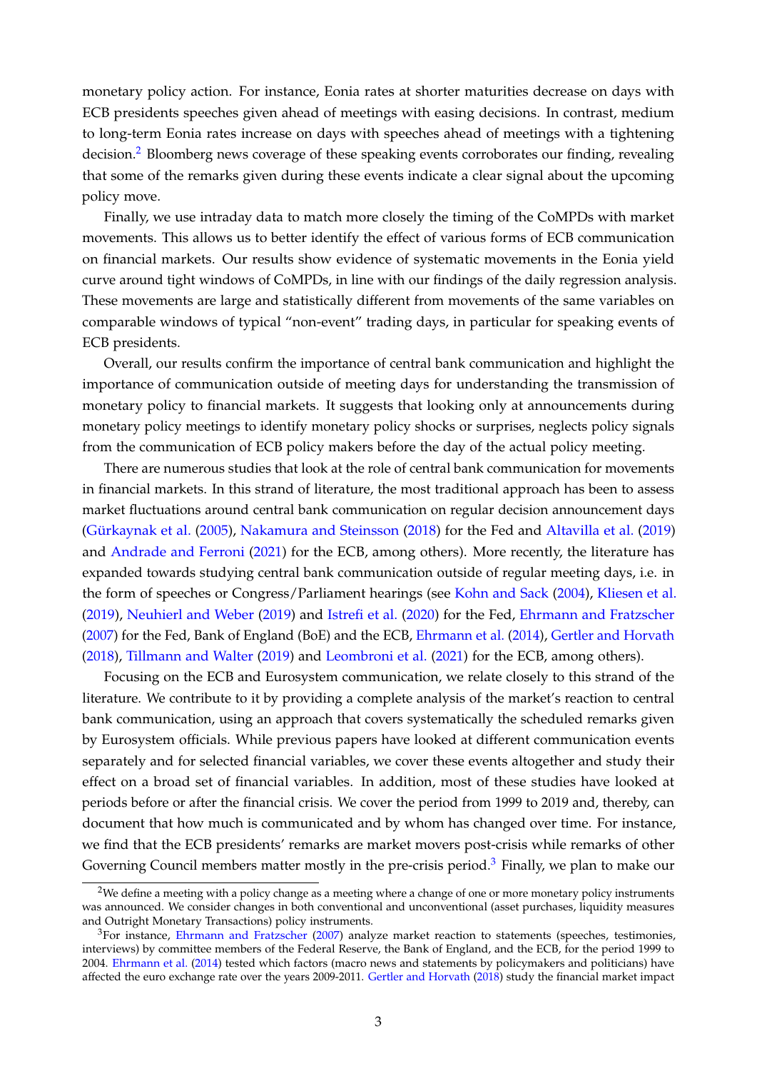monetary policy action. For instance, Eonia rates at shorter maturities decrease on days with ECB presidents speeches given ahead of meetings with easing decisions. In contrast, medium to long-term Eonia rates increase on days with speeches ahead of meetings with a tightening decision.[2] Bloomberg news coverage of these speaking events corroborates our finding, revealing that some of the remarks given during these events indicate a clear signal about the upcoming policy move.

Finally, we use intraday data to match more closely the timing of the CoMPDs with market movements. This allows us to better identify the effect of various forms of ECB communication on financial markets. Our results show evidence of systematic movements in the Eonia yield curve around tight windows of CoMPDs, in line with our findings of the daily regression analysis. These movements are large and statistically different from movements of the same variables on comparable windows of typical "non-event" trading days, in particular for speaking events of ECB presidents.

Overall, our results confirm the importance of central bank communication and highlight the importance of communication outside of meeting days for understanding the transmission of monetary policy to financial markets. It suggests that looking only at announcements during monetary policy meetings to identify monetary policy shocks or surprises, neglects policy signals from the communication of ECB policy makers before the day of the actual policy meeting.

There are numerous studies that look at the role of central bank communication for movements in financial markets. In this strand of literature, the most traditional approach has been to assess market fluctuations around central bank communication on regular decision announcement days (Gürkaynak et al. (2005), Nakamura and Steinsson (2018) for the Fed and Altavilla et al. (2019) and Andrade and Ferroni (2021) for the ECB, among others). More recently, the literature has expanded towards studying central bank communication outside of regular meeting days, i.e. in the form of speeches or Congress/Parliament hearings (see Kohn and Sack (2004), Kliesen et al. (2019), Neuhierl and Weber (2019) and Istrefi et al. (2020) for the Fed, Ehrmann and Fratzscher (2007) for the Fed, Bank of England (BoE) and the ECB, Ehrmann et al. (2014), Gertler and Horvath (2018), Tillmann and Walter (2019) and Leombroni et al. (2021) for the ECB, among others).

Focusing on the ECB and Eurosystem communication, we relate closely to this strand of the literature. We contribute to it by providing a complete analysis of the market's reaction to central bank communication, using an approach that covers systematically the scheduled remarks given by Eurosystem officials. While previous papers have looked at different communication events separately and for selected financial variables, we cover these events altogether and study their effect on a broad set of financial variables. In addition, most of these studies have looked at periods before or after the financial crisis. We cover the period from 1999 to 2019 and, thereby, can document that how much is communicated and by whom has changed over time. For instance, we find that the ECB presidents' remarks are market movers post-crisis while remarks of other Governing Council members matter mostly in the pre-crisis period.[3] Finally, we plan to make our

---

[2] We define a meeting with a policy change as a meeting where a change of one or more monetary policy instruments was announced. We consider changes in both conventional and unconventional (asset purchases, liquidity measures and Outright Monetary Transactions) policy instruments.

[3] For instance, Ehrmann and Fratzscher (2007) analyze market reaction to statements (speeches, testimonies, interviews) by committee members of the Federal Reserve, the Bank of England, and the ECB, for the period 1999 to 2004. Ehrmann et al. (2014) tested which factors (macro news and statements by policymakers and politicians) have affected the euro exchange rate over the years 2009-2011. Gertler and Horvath (2018) study the financial market impact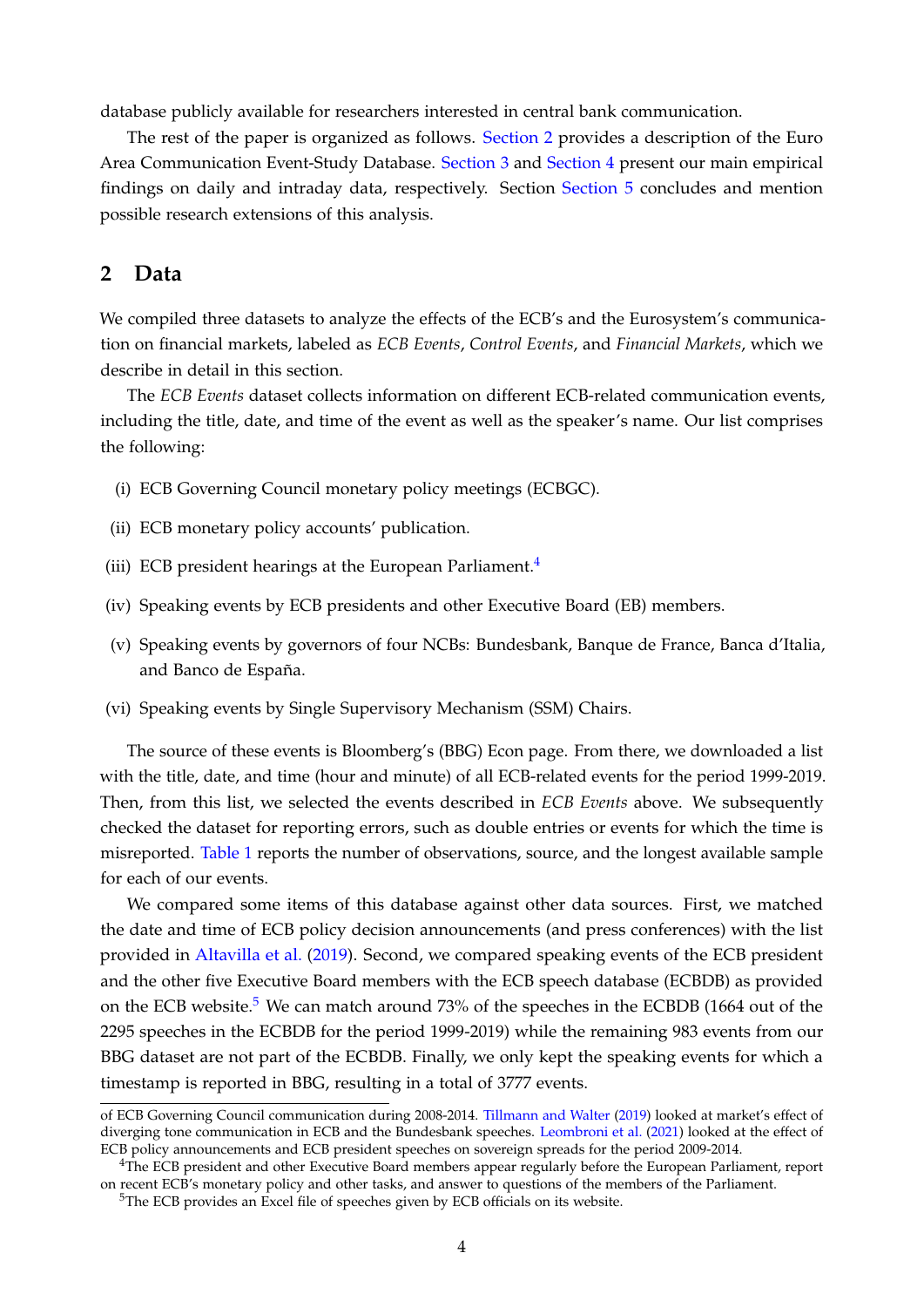database publicly available for researchers interested in central bank communication.

The rest of the paper is organized as follows. Section 2 provides a description of the Euro Area Communication Event-Study Database. Section 3 and Section 4 present our main empirical findings on daily and intraday data, respectively. Section Section 5 concludes and mention possible research extensions of this analysis.

## 2 Data

We compiled three datasets to analyze the effects of the ECB's and the Eurosystem's communication on financial markets, labeled as *ECB Events*, *Control Events*, and *Financial Markets*, which we describe in detail in this section.

The *ECB Events* dataset collects information on different ECB-related communication events, including the title, date, and time of the event as well as the speaker's name. Our list comprises the following:

(i) ECB Governing Council monetary policy meetings (ECBGC).

(ii) ECB monetary policy accounts' publication.

(iii) ECB president hearings at the European Parliament.[4]

(iv) Speaking events by ECB presidents and other Executive Board (EB) members.

(v) Speaking events by governors of four NCBs: Bundesbank, Banque de France, Banca d'Italia, and Banco de España.

(vi) Speaking events by Single Supervisory Mechanism (SSM) Chairs.

The source of these events is Bloomberg's (BBG) Econ page. From there, we downloaded a list with the title, date, and time (hour and minute) of all ECB-related events for the period 1999-2019. Then, from this list, we selected the events described in *ECB Events* above. We subsequently checked the dataset for reporting errors, such as double entries or events for which the time is misreported. Table 1 reports the number of observations, source, and the longest available sample for each of our events.

We compared some items of this database against other data sources. First, we matched the date and time of ECB policy decision announcements (and press conferences) with the list provided in Altavilla et al. (2019). Second, we compared speaking events of the ECB president and the other five Executive Board members with the ECB speech database (ECBDB) as provided on the ECB website.[5] We can match around 73% of the speeches in the ECBDB (1664 out of the 2295 speeches in the ECBDB for the period 1999-2019) while the remaining 983 events from our BBG dataset are not part of the ECBDB. Finally, we only kept the speaking events for which a timestamp is reported in BBG, resulting in a total of 3777 events.

---

of ECB Governing Council communication during 2008-2014. Tillmann and Walter (2019) looked at market's effect of diverging tone communication in ECB and the Bundesbank speeches. Leombroni et al. (2021) looked at the effect of ECB policy announcements and ECB president speeches on sovereign spreads for the period 2009-2014.

[4]The ECB president and other Executive Board members appear regularly before the European Parliament, report on recent ECB's monetary policy and other tasks, and answer to questions of the members of the Parliament.

[5]The ECB provides an Excel file of speeches given by ECB officials on its website.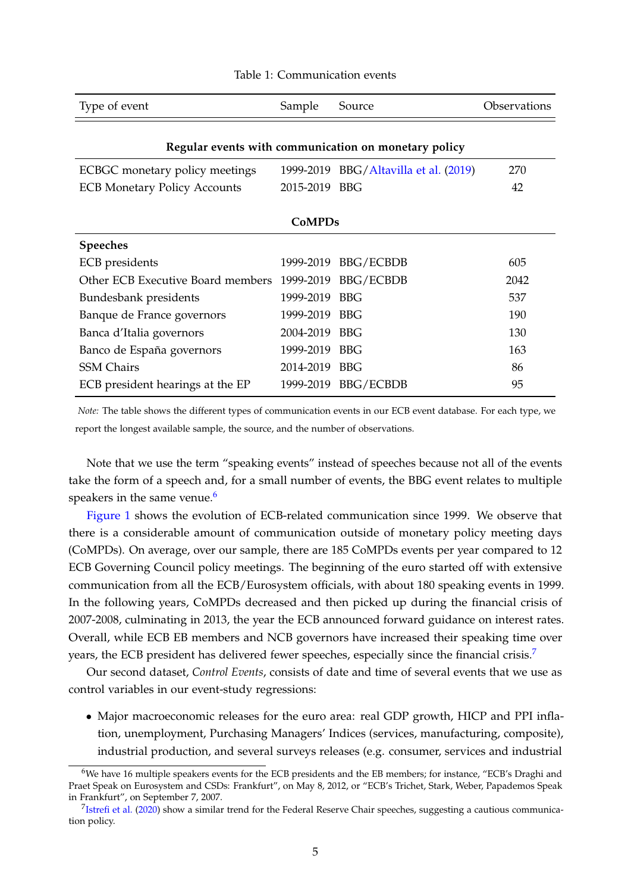Table 1: Communication events

| Type of event | Sample | Source | Observations |
|---|---|---|---|
| **Regular events with communication on monetary policy** | | | |
| ECBGC monetary policy meetings | 1999-2019 | BBG/Altavilla et al. (2019) | 270 |
| ECB Monetary Policy Accounts | 2015-2019 | BBG | 42 |
| **CoMPDs** | | | |
| **Speeches** | | | |
| ECB presidents | 1999-2019 | BBG/ECBDB | 605 |
| Other ECB Executive Board members | 1999-2019 | BBG/ECBDB | 2042 |
| Bundesbank presidents | 1999-2019 | BBG | 537 |
| Banque de France governors | 1999-2019 | BBG | 190 |
| Banca d'Italia governors | 2004-2019 | BBG | 130 |
| Banco de España governors | 1999-2019 | BBG | 163 |
| SSM Chairs | 2014-2019 | BBG | 86 |
| ECB president hearings at the EP | 1999-2019 | BBG/ECBDB | 95 |

*Note:* The table shows the different types of communication events in our ECB event database. For each type, we report the longest available sample, the source, and the number of observations.

Note that we use the term "speaking events" instead of speeches because not all of the events take the form of a speech and, for a small number of events, the BBG event relates to multiple speakers in the same venue.[6]

Figure 1 shows the evolution of ECB-related communication since 1999. We observe that there is a considerable amount of communication outside of monetary policy meeting days (CoMPDs). On average, over our sample, there are 185 CoMPDs events per year compared to 12 ECB Governing Council policy meetings. The beginning of the euro started off with extensive communication from all the ECB/Eurosystem officials, with about 180 speaking events in 1999. In the following years, CoMPDs decreased and then picked up during the financial crisis of 2007-2008, culminating in 2013, the year the ECB announced forward guidance on interest rates. Overall, while ECB EB members and NCB governors have increased their speaking time over years, the ECB president has delivered fewer speeches, especially since the financial crisis.[7]

Our second dataset, *Control Events*, consists of date and time of several events that we use as control variables in our event-study regressions:

- Major macroeconomic releases for the euro area: real GDP growth, HICP and PPI inflation, unemployment, Purchasing Managers' Indices (services, manufacturing, composite), industrial production, and several surveys releases (e.g. consumer, services and industrial

[6] We have 16 multiple speakers events for the ECB presidents and the EB members; for instance, "ECB's Draghi and Praet Speak on Eurosystem and CSDs: Frankfurt", on May 8, 2012, or "ECB's Trichet, Stark, Weber, Papademos Speak in Frankfurt", on September 7, 2007.

[7] Istrefi et al. (2020) show a similar trend for the Federal Reserve Chair speeches, suggesting a cautious communication policy.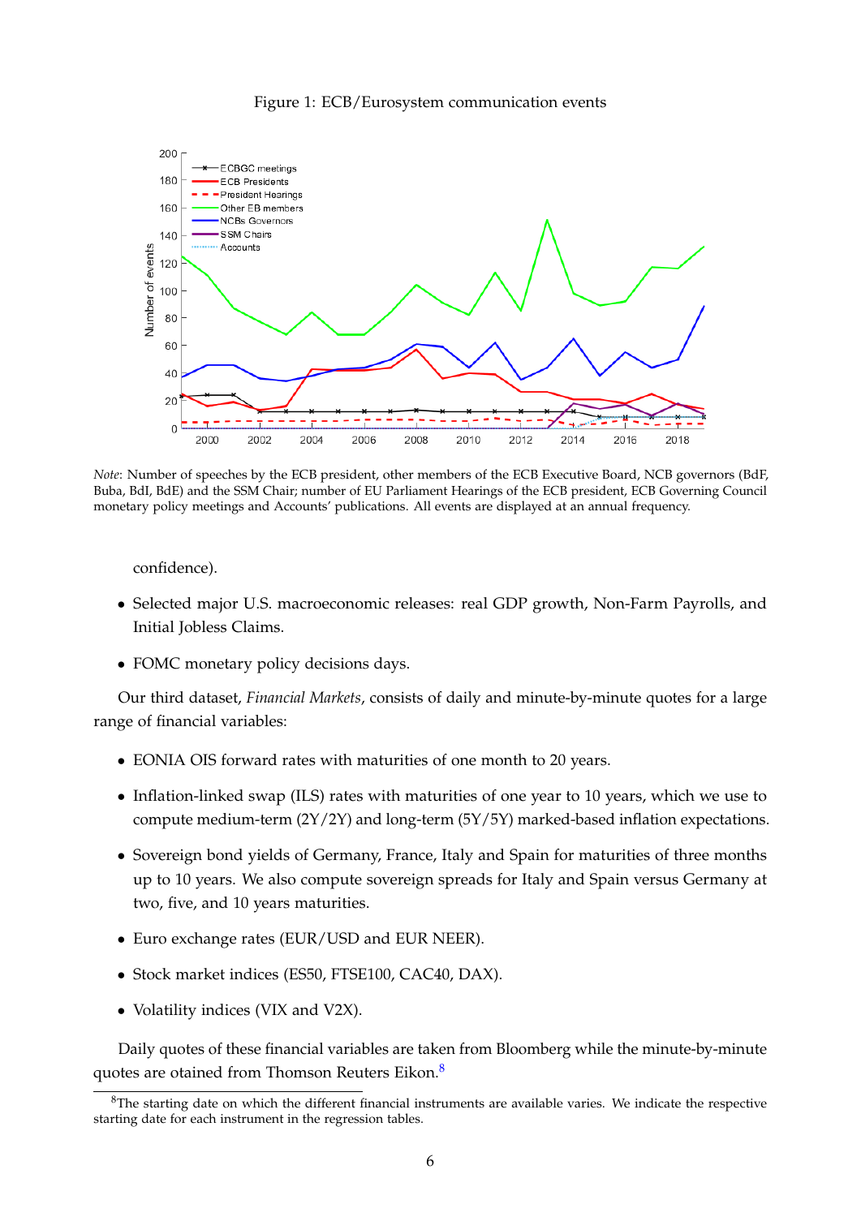Figure 1: ECB/Eurosystem communication events

*Note*: Number of speeches by the ECB president, other members of the ECB Executive Board, NCB governors (BdF, Buba, BdI, BdE) and the SSM Chair; number of EU Parliament Hearings of the ECB president, ECB Governing Council monetary policy meetings and Accounts' publications. All events are displayed at an annual frequency.

confidence).

- Selected major U.S. macroeconomic releases: real GDP growth, Non-Farm Payrolls, and Initial Jobless Claims.
- FOMC monetary policy decisions days.

Our third dataset, *Financial Markets*, consists of daily and minute-by-minute quotes for a large range of financial variables:

- EONIA OIS forward rates with maturities of one month to 20 years.
- Inflation-linked swap (ILS) rates with maturities of one year to 10 years, which we use to compute medium-term (2Y/2Y) and long-term (5Y/5Y) marked-based inflation expectations.
- Sovereign bond yields of Germany, France, Italy and Spain for maturities of three months up to 10 years. We also compute sovereign spreads for Italy and Spain versus Germany at two, five, and 10 years maturities.
- Euro exchange rates (EUR/USD and EUR NEER).
- Stock market indices (ES50, FTSE100, CAC40, DAX).
- Volatility indices (VIX and V2X).

Daily quotes of these financial variables are taken from Bloomberg while the minute-by-minute quotes are otained from Thomson Reuters Eikon.[8]

[8]The starting date on which the different financial instruments are available varies. We indicate the respective starting date for each instrument in the regression tables.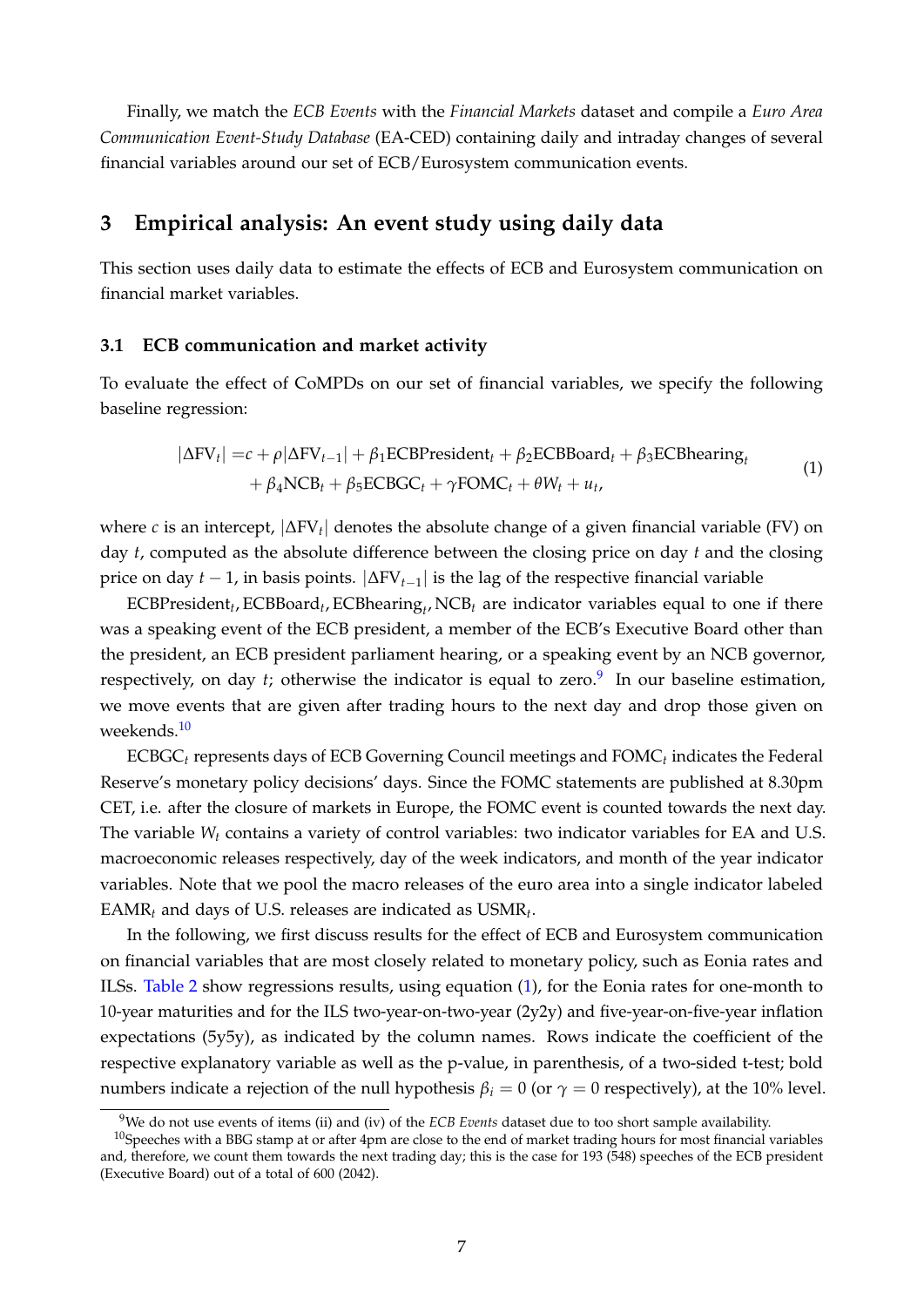Finally, we match the *ECB Events* with the *Financial Markets* dataset and compile a *Euro Area Communication Event-Study Database* (EA-CED) containing daily and intraday changes of several financial variables around our set of ECB/Eurosystem communication events.

## 3 Empirical analysis: An event study using daily data

This section uses daily data to estimate the effects of ECB and Eurosystem communication on financial market variables.

### 3.1 ECB communication and market activity

To evaluate the effect of CoMPDs on our set of financial variables, we specify the following baseline regression:

$$
\begin{aligned}
|\Delta \text{FV}_t| = & c + \rho |\Delta \text{FV}_{t-1}| + \beta_1 \text{ECBPresident}_t + \beta_2 \text{ECBBoard}_t + \beta_3 \text{ECBhearing}_t \\
& + \beta_4 \text{NCB}_t + \beta_5 \text{ECBGC}_t + \gamma \text{FOMC}_t + \theta W_t + u_t,
\end{aligned} \tag{1}
$$

where $c$ is an intercept, $|\Delta \text{FV}_t|$ denotes the absolute change of a given financial variable (FV) on day $t$, computed as the absolute difference between the closing price on day $t$ and the closing price on day $t-1$, in basis points. $|\Delta \text{FV}_{t-1}|$ is the lag of the respective financial variable

$\text{ECBPresident}_t, \text{ECBBoard}_t, \text{ECBhearing}_t, \text{NCB}_t$ are indicator variables equal to one if there was a speaking event of the ECB president, a member of the ECB's Executive Board other than the president, an ECB president parliament hearing, or a speaking event by an NCB governor, respectively, on day $t$; otherwise the indicator is equal to zero.[9] In our baseline estimation, we move events that are given after trading hours to the next day and drop those given on weekends.[10]

$\text{ECBGC}_t$ represents days of ECB Governing Council meetings and $\text{FOMC}_t$ indicates the Federal Reserve's monetary policy decisions' days. Since the FOMC statements are published at 8.30pm CET, i.e. after the closure of markets in Europe, the FOMC event is counted towards the next day. The variable $W_t$ contains a variety of control variables: two indicator variables for EA and U.S. macroeconomic releases respectively, day of the week indicators, and month of the year indicator variables. Note that we pool the macro releases of the euro area into a single indicator labeled $\text{EAMR}_t$ and days of U.S. releases are indicated as $\text{USMR}_t$.

In the following, we first discuss results for the effect of ECB and Eurosystem communication on financial variables that are most closely related to monetary policy, such as Eonia rates and ILSs. Table 2 show regressions results, using equation (1), for the Eonia rates for one-month to 10-year maturities and for the ILS two-year-on-two-year (2y2y) and five-year-on-five-year inflation expectations (5y5y), as indicated by the column names. Rows indicate the coefficient of the respective explanatory variable as well as the p-value, in parenthesis, of a two-sided t-test; bold numbers indicate a rejection of the null hypothesis $\beta_i = 0$ (or $\gamma = 0$ respectively), at the 10% level.

[9] We do not use events of items (ii) and (iv) of the *ECB Events* dataset due to too short sample availability.

[10] Speeches with a BBG stamp at or after 4pm are close to the end of market trading hours for most financial variables and, therefore, we count them towards the next trading day; this is the case for 193 (548) speeches of the ECB president (Executive Board) out of a total of 600 (2042).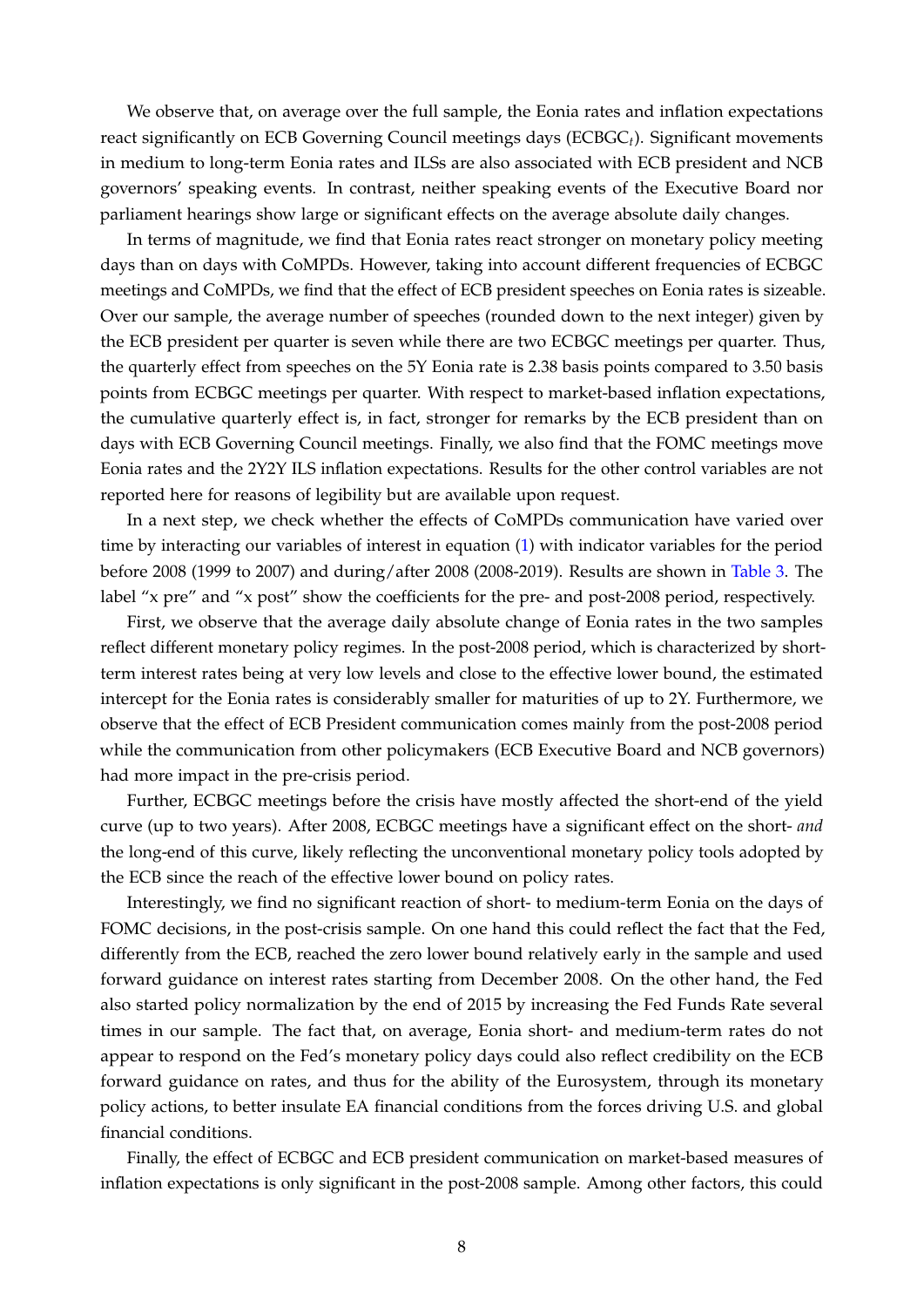We observe that, on average over the full sample, the Eonia rates and inflation expectations react significantly on ECB Governing Council meetings days ($ECBGC_t$). Significant movements in medium to long-term Eonia rates and ILSs are also associated with ECB president and NCB governors' speaking events. In contrast, neither speaking events of the Executive Board nor parliament hearings show large or significant effects on the average absolute daily changes.

In terms of magnitude, we find that Eonia rates react stronger on monetary policy meeting days than on days with CoMPDs. However, taking into account different frequencies of ECBGC meetings and CoMPDs, we find that the effect of ECB president speeches on Eonia rates is sizeable. Over our sample, the average number of speeches (rounded down to the next integer) given by the ECB president per quarter is seven while there are two ECBGC meetings per quarter. Thus, the quarterly effect from speeches on the 5Y Eonia rate is 2.38 basis points compared to 3.50 basis points from ECBGC meetings per quarter. With respect to market-based inflation expectations, the cumulative quarterly effect is, in fact, stronger for remarks by the ECB president than on days with ECB Governing Council meetings. Finally, we also find that the FOMC meetings move Eonia rates and the 2Y2Y ILS inflation expectations. Results for the other control variables are not reported here for reasons of legibility but are available upon request.

In a next step, we check whether the effects of CoMPDs communication have varied over time by interacting our variables of interest in equation (1) with indicator variables for the period before 2008 (1999 to 2007) and during/after 2008 (2008-2019). Results are shown in Table 3. The label "x pre" and "x post" show the coefficients for the pre- and post-2008 period, respectively.

First, we observe that the average daily absolute change of Eonia rates in the two samples reflect different monetary policy regimes. In the post-2008 period, which is characterized by short-term interest rates being at very low levels and close to the effective lower bound, the estimated intercept for the Eonia rates is considerably smaller for maturities of up to 2Y. Furthermore, we observe that the effect of ECB President communication comes mainly from the post-2008 period while the communication from other policymakers (ECB Executive Board and NCB governors) had more impact in the pre-crisis period.

Further, ECBGC meetings before the crisis have mostly affected the short-end of the yield curve (up to two years). After 2008, ECBGC meetings have a significant effect on the short- *and* the long-end of this curve, likely reflecting the unconventional monetary policy tools adopted by the ECB since the reach of the effective lower bound on policy rates.

Interestingly, we find no significant reaction of short- to medium-term Eonia on the days of FOMC decisions, in the post-crisis sample. On one hand this could reflect the fact that the Fed, differently from the ECB, reached the zero lower bound relatively early in the sample and used forward guidance on interest rates starting from December 2008. On the other hand, the Fed also started policy normalization by the end of 2015 by increasing the Fed Funds Rate several times in our sample. The fact that, on average, Eonia short- and medium-term rates do not appear to respond on the Fed's monetary policy days could also reflect credibility on the ECB forward guidance on rates, and thus for the ability of the Eurosystem, through its monetary policy actions, to better insulate EA financial conditions from the forces driving U.S. and global financial conditions.

Finally, the effect of ECBGC and ECB president communication on market-based measures of inflation expectations is only significant in the post-2008 sample. Among other factors, this could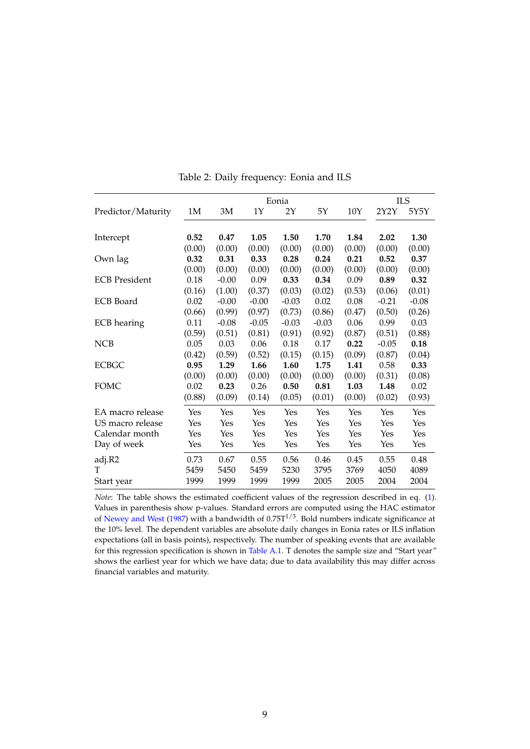Table 2: Daily frequency: Eonia and ILS

| Predictor/Maturity | Eonia | | | | | | ILS | |
|---|---|---|---|---|---|---|---|---|
| | 1M | 3M | 1Y | 2Y | 5Y | 10Y | 2Y2Y | 5Y5Y |
| Intercept | **0.52** | **0.47** | **1.05** | **1.50** | **1.70** | **1.84** | **2.02** | **1.30** |
| | (0.00) | (0.00) | (0.00) | (0.00) | (0.00) | (0.00) | (0.00) | (0.00) |
| Own lag | **0.32** | **0.31** | **0.33** | **0.28** | **0.24** | **0.21** | **0.52** | **0.37** |
| | (0.00) | (0.00) | (0.00) | (0.00) | (0.00) | (0.00) | (0.00) | (0.00) |
| ECB President | 0.18 | -0.00 | 0.09 | **0.33** | **0.34** | 0.09 | **0.89** | **0.32** |
| | (0.16) | (1.00) | (0.37) | (0.03) | (0.02) | (0.53) | (0.06) | (0.01) |
| ECB Board | 0.02 | -0.00 | -0.00 | -0.03 | 0.02 | 0.08 | -0.21 | -0.08 |
| | (0.66) | (0.99) | (0.97) | (0.73) | (0.86) | (0.47) | (0.50) | (0.26) |
| ECB hearing | 0.11 | -0.08 | -0.05 | -0.03 | -0.03 | 0.06 | 0.99 | 0.03 |
| | (0.59) | (0.51) | (0.81) | (0.91) | (0.92) | (0.87) | (0.51) | (0.88) |
| NCB | 0.05 | 0.03 | 0.06 | 0.18 | 0.17 | **0.22** | -0.05 | **0.18** |
| | (0.42) | (0.59) | (0.52) | (0.15) | (0.15) | (0.09) | (0.87) | (0.04) |
| ECBGC | **0.95** | **1.29** | **1.66** | **1.60** | **1.75** | **1.41** | 0.58 | **0.33** |
| | (0.00) | (0.00) | (0.00) | (0.00) | (0.00) | (0.00) | (0.31) | (0.08) |
| FOMC | 0.02 | **0.23** | 0.26 | **0.50** | **0.81** | **1.03** | **1.48** | 0.02 |
| | (0.88) | (0.09) | (0.14) | (0.05) | (0.01) | (0.00) | (0.02) | (0.93) |
| EA macro release | Yes | Yes | Yes | Yes | Yes | Yes | Yes | Yes |
| US macro release | Yes | Yes | Yes | Yes | Yes | Yes | Yes | Yes |
| Calendar month | Yes | Yes | Yes | Yes | Yes | Yes | Yes | Yes |
| Day of week | Yes | Yes | Yes | Yes | Yes | Yes | Yes | Yes |
| adj.R2 | 0.73 | 0.67 | 0.55 | 0.56 | 0.46 | 0.45 | 0.55 | 0.48 |
| T | 5459 | 5450 | 5459 | 5230 | 3795 | 3769 | 4050 | 4089 |
| Start year | 1999 | 1999 | 1999 | 1999 | 2005 | 2005 | 2004 | 2004 |

*Note*: The table shows the estimated coefficient values of the regression described in eq. (1). Values in parenthesis show p-values. Standard errors are computed using the HAC estimator of Newey and West (1987) with a bandwidth of $0.75T^{1/3}$. Bold numbers indicate significance at the 10% level. The dependent variables are absolute daily changes in Eonia rates or ILS inflation expectations (all in basis points), respectively. The number of speaking events that are available for this regression specification is shown in Table A.1. T denotes the sample size and "Start year" shows the earliest year for which we have data; due to data availability this may differ across financial variables and maturity.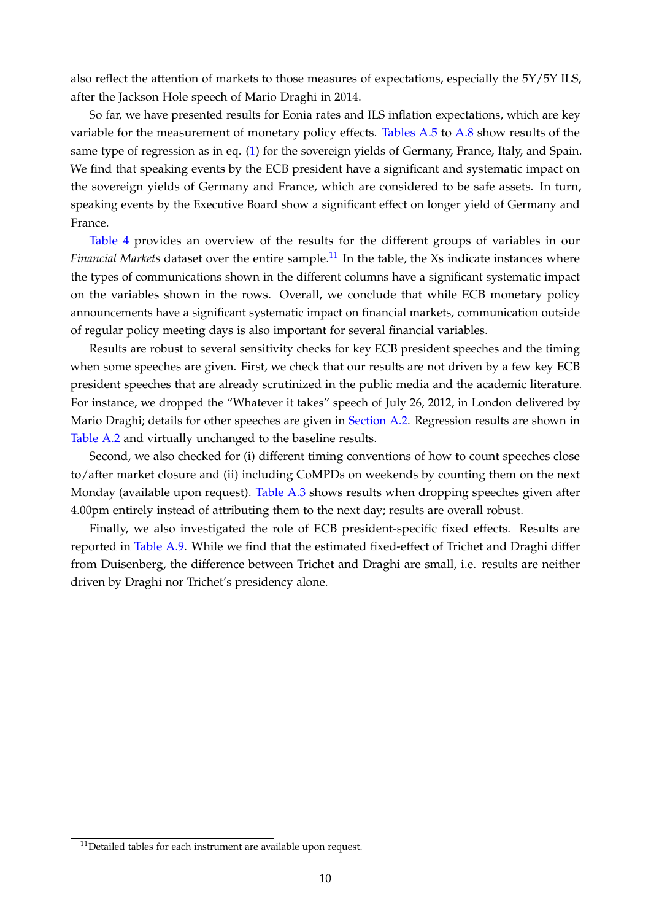also reflect the attention of markets to those measures of expectations, especially the 5Y/5Y ILS, after the Jackson Hole speech of Mario Draghi in 2014.

So far, we have presented results for Eonia rates and ILS inflation expectations, which are key variable for the measurement of monetary policy effects. Tables A.5 to A.8 show results of the same type of regression as in eq. (1) for the sovereign yields of Germany, France, Italy, and Spain. We find that speaking events by the ECB president have a significant and systematic impact on the sovereign yields of Germany and France, which are considered to be safe assets. In turn, speaking events by the Executive Board show a significant effect on longer yield of Germany and France.

Table 4 provides an overview of the results for the different groups of variables in our *Financial Markets* dataset over the entire sample.[11] In the table, the Xs indicate instances where the types of communications shown in the different columns have a significant systematic impact on the variables shown in the rows. Overall, we conclude that while ECB monetary policy announcements have a significant systematic impact on financial markets, communication outside of regular policy meeting days is also important for several financial variables.

Results are robust to several sensitivity checks for key ECB president speeches and the timing when some speeches are given. First, we check that our results are not driven by a few key ECB president speeches that are already scrutinized in the public media and the academic literature. For instance, we dropped the "Whatever it takes" speech of July 26, 2012, in London delivered by Mario Draghi; details for other speeches are given in Section A.2. Regression results are shown in Table A.2 and virtually unchanged to the baseline results.

Second, we also checked for (i) different timing conventions of how to count speeches close to/after market closure and (ii) including CoMPDs on weekends by counting them on the next Monday (available upon request). Table A.3 shows results when dropping speeches given after 4.00pm entirely instead of attributing them to the next day; results are overall robust.

Finally, we also investigated the role of ECB president-specific fixed effects. Results are reported in Table A.9. While we find that the estimated fixed-effect of Trichet and Draghi differ from Duisenberg, the difference between Trichet and Draghi are small, i.e. results are neither driven by Draghi nor Trichet's presidency alone.

[11] Detailed tables for each instrument are available upon request.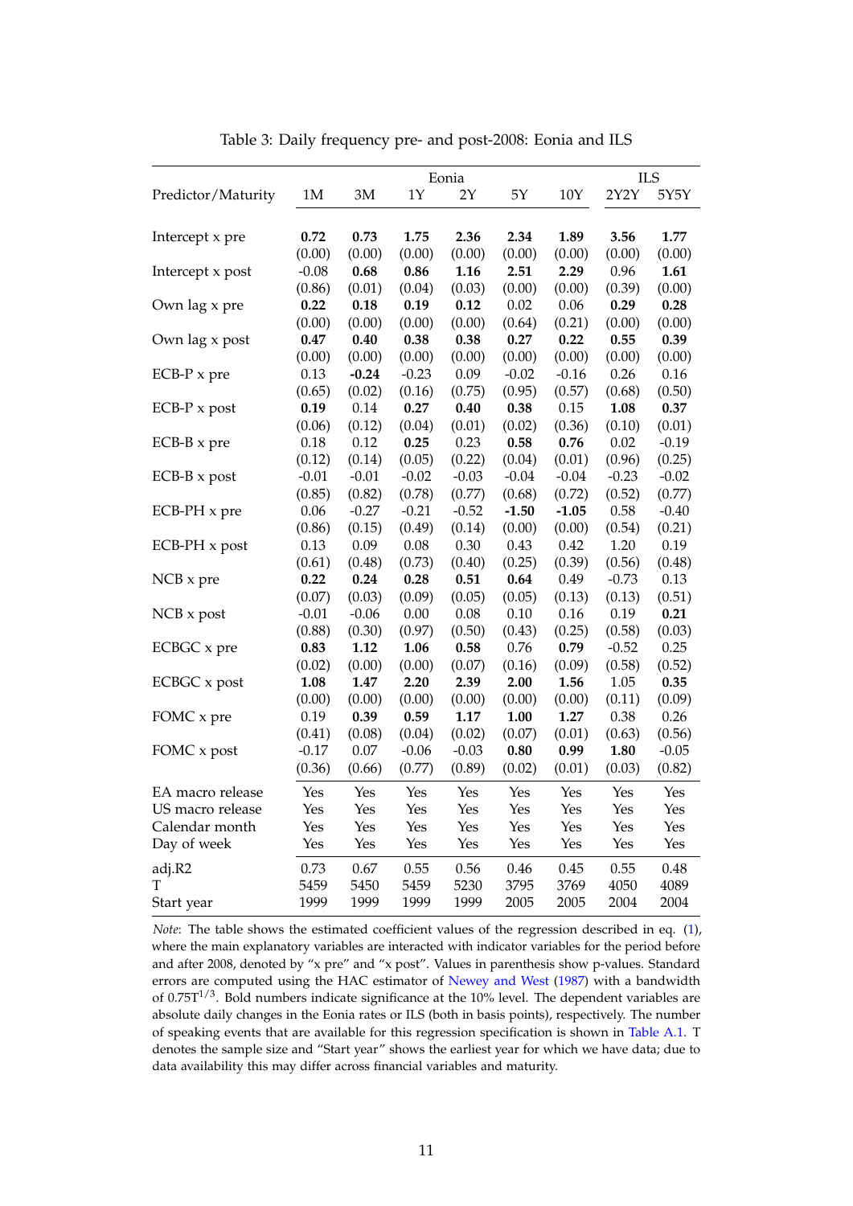Table 3: Daily frequency pre- and post-2008: Eonia and ILS

| | Eonia | | | | | | ILS | |
|---|---|---|---|---|---|---|---|---|
| Predictor/Maturity | 1M | 3M | 1Y | 2Y | 5Y | 10Y | 2Y2Y | 5Y5Y |
| Intercept x pre | **0.72** | **0.73** | **1.75** | **2.36** | **2.34** | **1.89** | **3.56** | **1.77** |
| | (0.00) | (0.00) | (0.00) | (0.00) | (0.00) | (0.00) | (0.00) | (0.00) |
| Intercept x post | -0.08 | **0.68** | **0.86** | **1.16** | **2.51** | **2.29** | 0.96 | **1.61** |
| | (0.86) | (0.01) | (0.04) | (0.03) | (0.00) | (0.00) | (0.39) | (0.00) |
| Own lag x pre | **0.22** | **0.18** | **0.19** | **0.12** | 0.02 | 0.06 | **0.29** | **0.28** |
| | (0.00) | (0.00) | (0.00) | (0.00) | (0.64) | (0.21) | (0.00) | (0.00) |
| Own lag x post | **0.47** | **0.40** | **0.38** | **0.38** | **0.27** | **0.22** | **0.55** | **0.39** |
| | (0.00) | (0.00) | (0.00) | (0.00) | (0.00) | (0.00) | (0.00) | (0.00) |
| ECB-P x pre | 0.13 | **-0.24** | -0.23 | 0.09 | -0.02 | -0.16 | 0.26 | 0.16 |
| | (0.65) | (0.02) | (0.16) | (0.75) | (0.95) | (0.57) | (0.68) | (0.50) |
| ECB-P x post | **0.19** | 0.14 | **0.27** | **0.40** | **0.38** | 0.15 | **1.08** | **0.37** |
| | (0.06) | (0.12) | (0.04) | (0.01) | (0.02) | (0.36) | (0.10) | (0.01) |
| ECB-B x pre | 0.18 | 0.12 | **0.25** | 0.23 | **0.58** | **0.76** | 0.02 | -0.19 |
| | (0.12) | (0.14) | (0.05) | (0.22) | (0.04) | (0.01) | (0.96) | (0.25) |
| ECB-B x post | -0.01 | -0.01 | -0.02 | -0.03 | -0.04 | -0.04 | -0.23 | -0.02 |
| | (0.85) | (0.82) | (0.78) | (0.77) | (0.68) | (0.72) | (0.52) | (0.77) |
| ECB-PH x pre | 0.06 | -0.27 | -0.21 | -0.52 | **-1.50** | **-1.05** | 0.58 | -0.40 |
| | (0.86) | (0.15) | (0.49) | (0.14) | (0.00) | (0.00) | (0.54) | (0.21) |
| ECB-PH x post | 0.13 | 0.09 | 0.08 | 0.30 | 0.43 | 0.42 | 1.20 | 0.19 |
| | (0.61) | (0.48) | (0.73) | (0.40) | (0.25) | (0.39) | (0.56) | (0.48) |
| NCB x pre | **0.22** | **0.24** | **0.28** | **0.51** | **0.64** | 0.49 | -0.73 | 0.13 |
| | (0.07) | (0.03) | (0.09) | (0.05) | (0.05) | (0.13) | (0.13) | (0.51) |
| NCB x post | -0.01 | -0.06 | 0.00 | 0.08 | 0.10 | 0.16 | 0.19 | **0.21** |
| | (0.88) | (0.30) | (0.97) | (0.50) | (0.43) | (0.25) | (0.58) | (0.03) |
| ECBGC x pre | **0.83** | **1.12** | **1.06** | **0.58** | 0.76 | **0.79** | -0.52 | 0.25 |
| | (0.02) | (0.00) | (0.00) | (0.07) | (0.16) | (0.09) | (0.58) | (0.52) |
| ECBGC x post | **1.08** | **1.47** | **2.20** | **2.39** | **2.00** | **1.56** | 1.05 | **0.35** |
| | (0.00) | (0.00) | (0.00) | (0.00) | (0.00) | (0.00) | (0.11) | (0.09) |
| FOMC x pre | 0.19 | **0.39** | **0.59** | **1.17** | **1.00** | **1.27** | 0.38 | 0.26 |
| | (0.41) | (0.08) | (0.04) | (0.02) | (0.07) | (0.01) | (0.63) | (0.56) |
| FOMC x post | -0.17 | 0.07 | -0.06 | -0.03 | **0.80** | **0.99** | **1.80** | -0.05 |
| | (0.36) | (0.66) | (0.77) | (0.89) | (0.02) | (0.01) | (0.03) | (0.82) |
| EA macro release | Yes | Yes | Yes | Yes | Yes | Yes | Yes | Yes |
| US macro release | Yes | Yes | Yes | Yes | Yes | Yes | Yes | Yes |
| Calendar month | Yes | Yes | Yes | Yes | Yes | Yes | Yes | Yes |
| Day of week | Yes | Yes | Yes | Yes | Yes | Yes | Yes | Yes |
| adj.R2 | 0.73 | 0.67 | 0.55 | 0.56 | 0.46 | 0.45 | 0.55 | 0.48 |
| T | 5459 | 5450 | 5459 | 5230 | 3795 | 3769 | 4050 | 4089 |
| Start year | 1999 | 1999 | 1999 | 1999 | 2005 | 2005 | 2004 | 2004 |

*Note*: The table shows the estimated coefficient values of the regression described in eq. (1), where the main explanatory variables are interacted with indicator variables for the period before and after 2008, denoted by "x pre" and "x post". Values in parenthesis show p-values. Standard errors are computed using the HAC estimator of Newey and West (1987) with a bandwidth of $0.75T^{1/3}$. Bold numbers indicate significance at the 10% level. The dependent variables are absolute daily changes in the Eonia rates or ILS (both in basis points), respectively. The number of speaking events that are available for this regression specification is shown in Table A.1. T denotes the sample size and "Start year" shows the earliest year for which we have data; due to data availability this may differ across financial variables and maturity.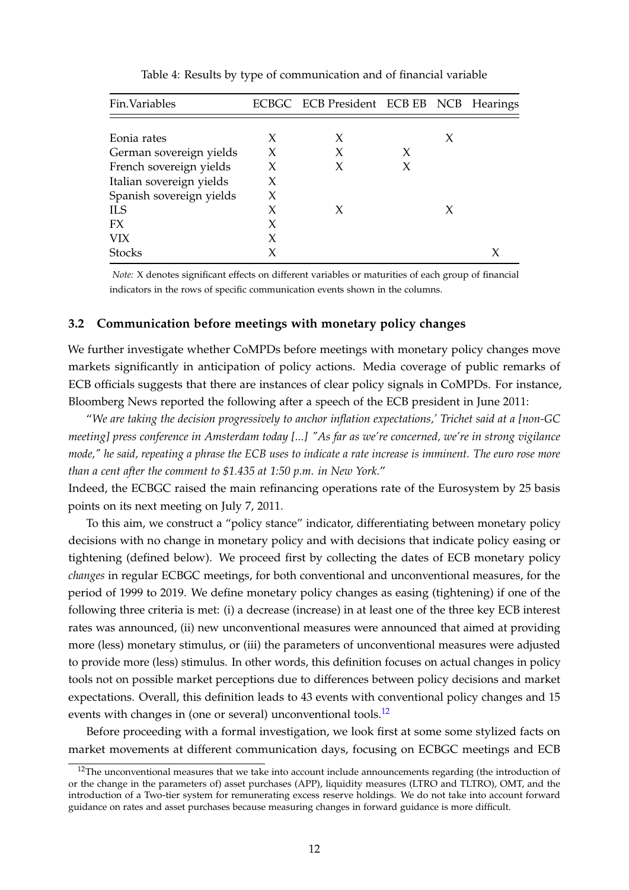Table 4: Results by type of communication and of financial variable

| Fin.Variables | ECBGC | ECB President | ECB EB | NCB | Hearings |
|---|---|---|---|---|---|
| Eonia rates | X | X | | X | |
| German sovereign yields | X | X | X | | |
| French sovereign yields | X | X | X | | |
| Italian sovereign yields | X | | | | |
| Spanish sovereign yields | X | | | | |
| ILS | X | X | | X | |
| FX | X | | | | |
| VIX | X | | | | |
| Stocks | X | | | | X |

*Note:* X denotes significant effects on different variables or maturities of each group of financial indicators in the rows of specific communication events shown in the columns.

### 3.2 Communication before meetings with monetary policy changes

We further investigate whether CoMPDs before meetings with monetary policy changes move markets significantly in anticipation of policy actions. Media coverage of public remarks of ECB officials suggests that there are instances of clear policy signals in CoMPDs. For instance, Bloomberg News reported the following after a speech of the ECB president in June 2011:

"*We are taking the decision progressively to anchor inflation expectations,' Trichet said at a [non-GC meeting] press conference in Amsterdam today [...] "As far as we're concerned, we're in strong vigilance mode," he said, repeating a phrase the ECB uses to indicate a rate increase is imminent. The euro rose more than a cent after the comment to $1.435 at 1:50 p.m. in New York.*"

Indeed, the ECBGC raised the main refinancing operations rate of the Eurosystem by 25 basis points on its next meeting on July 7, 2011.

To this aim, we construct a "policy stance" indicator, differentiating between monetary policy decisions with no change in monetary policy and with decisions that indicate policy easing or tightening (defined below). We proceed first by collecting the dates of ECB monetary policy *changes* in regular ECBGC meetings, for both conventional and unconventional measures, for the period of 1999 to 2019. We define monetary policy changes as easing (tightening) if one of the following three criteria is met: (i) a decrease (increase) in at least one of the three key ECB interest rates was announced, (ii) new unconventional measures were announced that aimed at providing more (less) monetary stimulus, or (iii) the parameters of unconventional measures were adjusted to provide more (less) stimulus. In other words, this definition focuses on actual changes in policy tools not on possible market perceptions due to differences between policy decisions and market expectations. Overall, this definition leads to 43 events with conventional policy changes and 15 events with changes in (one or several) unconventional tools.[12]

Before proceeding with a formal investigation, we look first at some some stylized facts on market movements at different communication days, focusing on ECBGC meetings and ECB

[12]The unconventional measures that we take into account include announcements regarding (the introduction of or the change in the parameters of) asset purchases (APP), liquidity measures (LTRO and TLTRO), OMT, and the introduction of a Two-tier system for remunerating excess reserve holdings. We do not take into account forward guidance on rates and asset purchases because measuring changes in forward guidance is more difficult.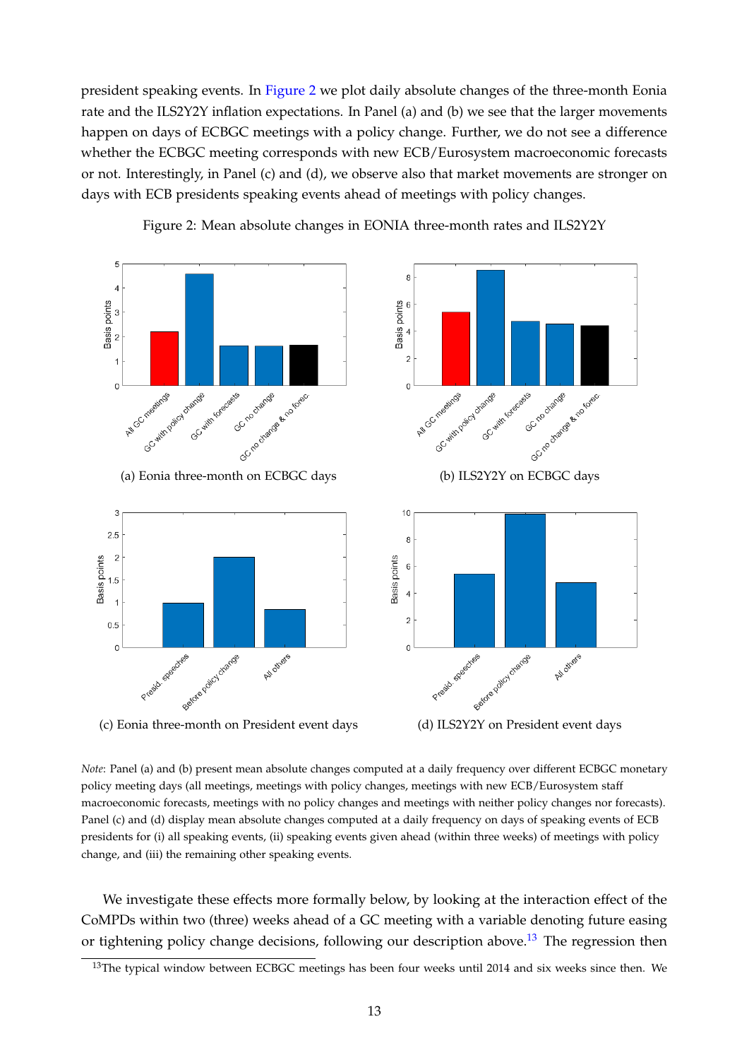president speaking events. In Figure 2 we plot daily absolute changes of the three-month Eonia rate and the ILS2Y2Y inflation expectations. In Panel (a) and (b) we see that the larger movements happen on days of ECBGC meetings with a policy change. Further, we do not see a difference whether the ECBGC meeting corresponds with new ECB/Eurosystem macroeconomic forecasts or not. Interestingly, in Panel (c) and (d), we observe also that market movements are stronger on days with ECB presidents speaking events ahead of meetings with policy changes.

Figure 2: Mean absolute changes in EONIA three-month rates and ILS2Y2Y

(a) Eonia three-month on ECBGC days

(b) ILS2Y2Y on ECBGC days

(c) Eonia three-month on President event days

(d) ILS2Y2Y on President event days

*Note*: Panel (a) and (b) present mean absolute changes computed at a daily frequency over different ECBGC monetary policy meeting days (all meetings, meetings with policy changes, meetings with new ECB/Eurosystem staff macroeconomic forecasts, meetings with no policy changes and meetings with neither policy changes nor forecasts). Panel (c) and (d) display mean absolute changes computed at a daily frequency on days of speaking events of ECB presidents for (i) all speaking events, (ii) speaking events given ahead (within three weeks) of meetings with policy change, and (iii) the remaining other speaking events.

We investigate these effects more formally below, by looking at the interaction effect of the CoMPDs within two (three) weeks ahead of a GC meeting with a variable denoting future easing or tightening policy change decisions, following our description above.[13] The regression then

[13] The typical window between ECBGC meetings has been four weeks until 2014 and six weeks since then. We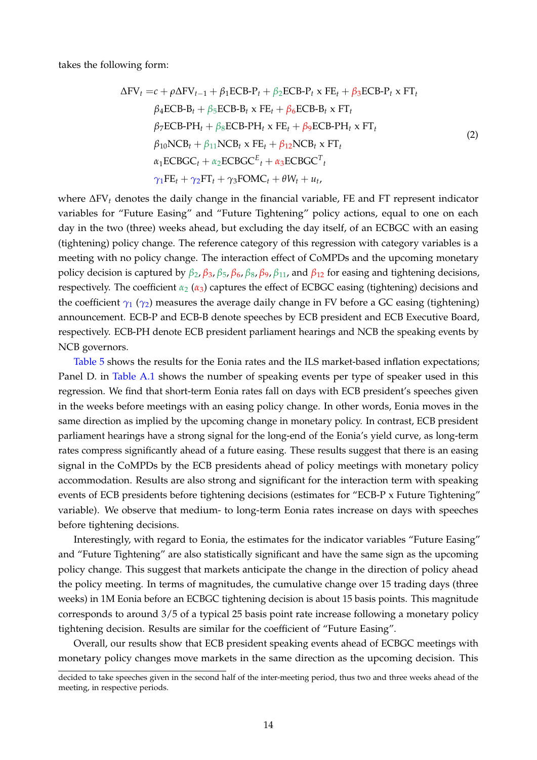takes the following form:

$$
\begin{aligned}
\Delta \text{FV}_t = & c + \rho \Delta \text{FV}_{t-1} + \beta_1 \text{ECB-P}_t + \beta_2 \text{ECB-P}_t \text{ x FE}_t + \beta_3 \text{ECB-P}_t \text{ x FT}_t \\
& \beta_4 \text{ECB-B}_t + \beta_5 \text{ECB-B}_t \text{ x FE}_t + \beta_6 \text{ECB-B}_t \text{ x FT}_t \\
& \beta_7 \text{ECB-PH}_t + \beta_8 \text{ECB-PH}_t \text{ x FE}_t + \beta_9 \text{ECB-PH}_t \text{ x FT}_t \\
& \beta_{10} \text{NCB}_t + \beta_{11} \text{NCB}_t \text{ x FE}_t + \beta_{12} \text{NCB}_t \text{ x FT}_t \\
& \alpha_1 \text{ECBGC}_t + \alpha_2 \text{ECBGC}^E{}_t + \alpha_3 \text{ECBGC}^T{}_t \\
& \gamma_1 \text{FE}_t + \gamma_2 \text{FT}_t + \gamma_3 \text{FOMC}_t + \theta W_t + u_t,
\end{aligned}
\tag{2}
$$

where $\Delta \text{FV}_t$ denotes the daily change in the financial variable, FE and FT represent indicator variables for "Future Easing" and "Future Tightening" policy actions, equal to one on each day in the two (three) weeks ahead, but excluding the day itself, of an ECBGC with an easing (tightening) policy change. The reference category of this regression with category variables is a meeting with no policy change. The interaction effect of CoMPDs and the upcoming monetary policy decision is captured by $\beta_2$, $\beta_3$, $\beta_5$, $\beta_6$, $\beta_8$, $\beta_9$, $\beta_{11}$, and $\beta_{12}$ for easing and tightening decisions, respectively. The coefficient $\alpha_2$ ($\alpha_3$) captures the effect of ECBGC easing (tightening) decisions and the coefficient $\gamma_1$ ($\gamma_2$) measures the average daily change in FV before a GC easing (tightening) announcement. ECB-P and ECB-B denote speeches by ECB president and ECB Executive Board, respectively. ECB-PH denote ECB president parliament hearings and NCB the speaking events by NCB governors.

Table 5 shows the results for the Eonia rates and the ILS market-based inflation expectations; Panel D. in Table A.1 shows the number of speaking events per type of speaker used in this regression. We find that short-term Eonia rates fall on days with ECB president's speeches given in the weeks before meetings with an easing policy change. In other words, Eonia moves in the same direction as implied by the upcoming change in monetary policy. In contrast, ECB president parliament hearings have a strong signal for the long-end of the Eonia's yield curve, as long-term rates compress significantly ahead of a future easing. These results suggest that there is an easing signal in the CoMPDs by the ECB presidents ahead of policy meetings with monetary policy accommodation. Results are also strong and significant for the interaction term with speaking events of ECB presidents before tightening decisions (estimates for "ECB-P x Future Tightening" variable). We observe that medium- to long-term Eonia rates increase on days with speeches before tightening decisions.

Interestingly, with regard to Eonia, the estimates for the indicator variables "Future Easing" and "Future Tightening" are also statistically significant and have the same sign as the upcoming policy change. This suggest that markets anticipate the change in the direction of policy ahead the policy meeting. In terms of magnitudes, the cumulative change over 15 trading days (three weeks) in 1M Eonia before an ECBGC tightening decision is about 15 basis points. This magnitude corresponds to around 3/5 of a typical 25 basis point rate increase following a monetary policy tightening decision. Results are similar for the coefficient of "Future Easing".

Overall, our results show that ECB president speaking events ahead of ECBGC meetings with monetary policy changes move markets in the same direction as the upcoming decision. This

decided to take speeches given in the second half of the inter-meeting period, thus two and three weeks ahead of the meeting, in respective periods.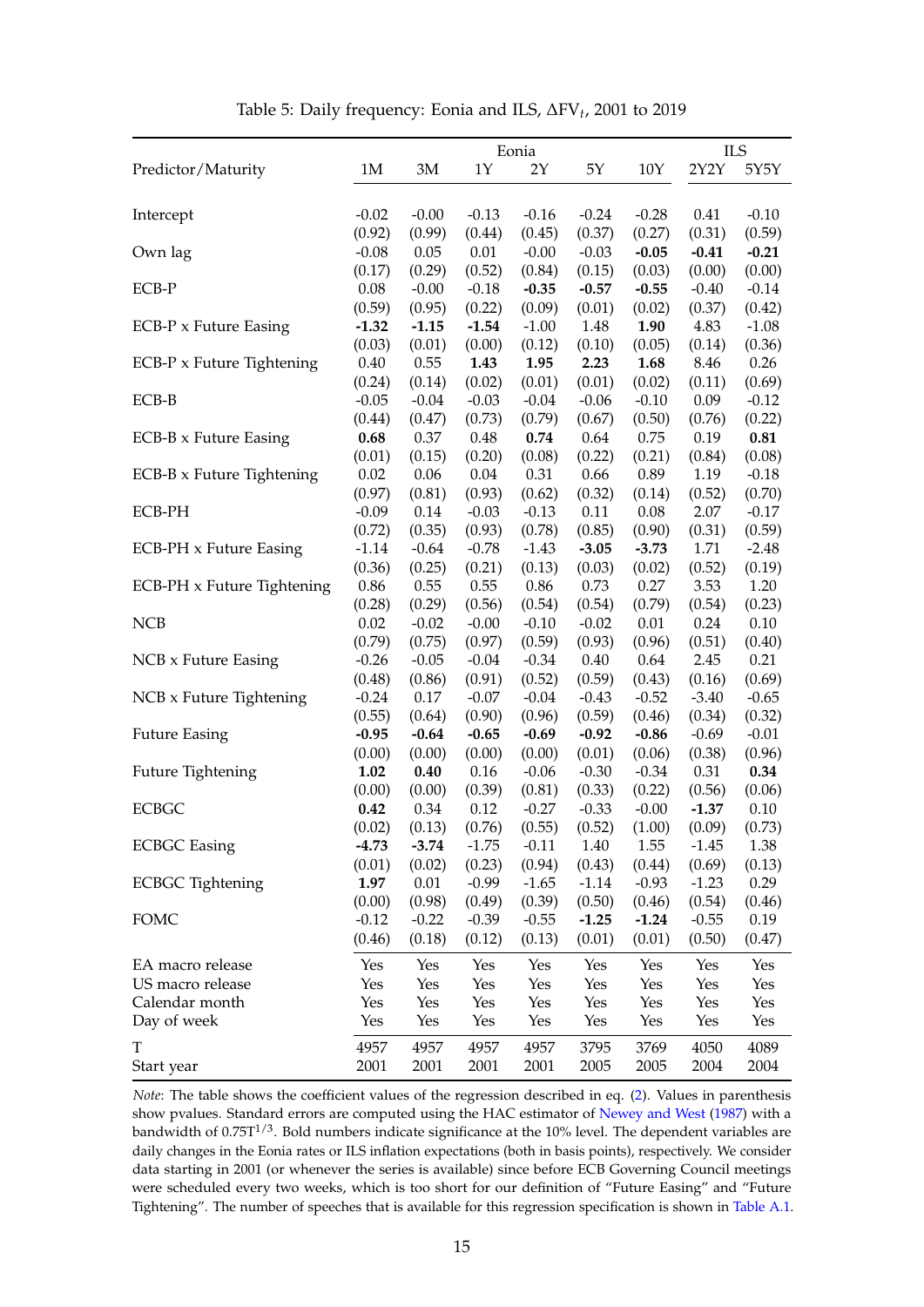Table 5: Daily frequency: Eonia and ILS, $\Delta \text{FV}_t$, 2001 to 2019

| Predictor/Maturity | Eonia 1M | 3M | 1Y | 2Y | 5Y | 10Y | ILS 2Y2Y | 5Y5Y |
|---|---|---|---|---|---|---|---|---|
| Intercept | -0.02 | -0.00 | -0.13 | -0.16 | -0.24 | -0.28 | 0.41 | -0.10 |
| | (0.92) | (0.99) | (0.44) | (0.45) | (0.37) | (0.27) | (0.31) | (0.59) |
| Own lag | -0.08 | 0.05 | 0.01 | -0.00 | -0.03 | **-0.05** | **-0.41** | **-0.21** |
| | (0.17) | (0.29) | (0.52) | (0.84) | (0.15) | (0.03) | (0.00) | (0.00) |
| ECB-P | 0.08 | -0.00 | -0.18 | **-0.35** | **-0.57** | **-0.55** | -0.40 | -0.14 |
| | (0.59) | (0.95) | (0.22) | (0.09) | (0.01) | (0.02) | (0.37) | (0.42) |
| ECB-P x Future Easing | **-1.32** | **-1.15** | **-1.54** | -1.00 | 1.48 | **1.90** | 4.83 | -1.08 |
| | (0.03) | (0.01) | (0.00) | (0.12) | (0.10) | (0.05) | (0.14) | (0.36) |
| ECB-P x Future Tightening | 0.40 | 0.55 | **1.43** | **1.95** | **2.23** | **1.68** | 8.46 | 0.26 |
| | (0.24) | (0.14) | (0.02) | (0.01) | (0.01) | (0.02) | (0.11) | (0.69) |
| ECB-B | -0.05 | -0.04 | -0.03 | -0.04 | -0.06 | -0.10 | 0.09 | -0.12 |
| | (0.44) | (0.47) | (0.73) | (0.79) | (0.67) | (0.50) | (0.76) | (0.22) |
| ECB-B x Future Easing | **0.68** | 0.37 | 0.48 | **0.74** | 0.64 | 0.75 | 0.19 | **0.81** |
| | (0.01) | (0.15) | (0.20) | (0.08) | (0.22) | (0.21) | (0.84) | (0.08) |
| ECB-B x Future Tightening | 0.02 | 0.06 | 0.04 | 0.31 | 0.66 | 0.89 | 1.19 | -0.18 |
| | (0.97) | (0.81) | (0.93) | (0.62) | (0.32) | (0.14) | (0.52) | (0.70) |
| ECB-PH | -0.09 | 0.14 | -0.03 | -0.13 | 0.11 | 0.08 | 2.07 | -0.17 |
| | (0.72) | (0.35) | (0.93) | (0.78) | (0.85) | (0.90) | (0.31) | (0.59) |
| ECB-PH x Future Easing | -1.14 | -0.64 | -0.78 | -1.43 | **-3.05** | **-3.73** | 1.71 | -2.48 |
| | (0.36) | (0.25) | (0.21) | (0.13) | (0.03) | (0.02) | (0.52) | (0.19) |
| ECB-PH x Future Tightening | 0.86 | 0.55 | 0.55 | 0.86 | 0.73 | 0.27 | 3.53 | 1.20 |
| | (0.28) | (0.29) | (0.56) | (0.54) | (0.54) | (0.79) | (0.54) | (0.23) |
| NCB | 0.02 | -0.02 | -0.00 | -0.10 | -0.02 | 0.01 | 0.24 | 0.10 |
| | (0.79) | (0.75) | (0.97) | (0.59) | (0.93) | (0.96) | (0.51) | (0.40) |
| NCB x Future Easing | -0.26 | -0.05 | -0.04 | -0.34 | 0.40 | 0.64 | 2.45 | 0.21 |
| | (0.48) | (0.86) | (0.91) | (0.52) | (0.59) | (0.43) | (0.16) | (0.69) |
| NCB x Future Tightening | -0.24 | 0.17 | -0.07 | -0.04 | -0.43 | -0.52 | -3.40 | -0.65 |
| | (0.55) | (0.64) | (0.90) | (0.96) | (0.59) | (0.46) | (0.34) | (0.32) |
| Future Easing | **-0.95** | **-0.64** | **-0.65** | **-0.69** | **-0.92** | **-0.86** | -0.69 | -0.01 |
| | (0.00) | (0.00) | (0.00) | (0.00) | (0.01) | (0.06) | (0.38) | (0.96) |
| Future Tightening | **1.02** | **0.40** | 0.16 | -0.06 | -0.30 | -0.34 | 0.31 | **0.34** |
| | (0.00) | (0.00) | (0.39) | (0.81) | (0.33) | (0.22) | (0.56) | (0.06) |
| ECBGC | **0.42** | 0.34 | 0.12 | -0.27 | -0.33 | -0.00 | **-1.37** | 0.10 |
| | (0.02) | (0.13) | (0.76) | (0.55) | (0.52) | (1.00) | (0.09) | (0.73) |
| ECBGC Easing | **-4.73** | **-3.74** | -1.75 | -0.11 | 1.40 | 1.55 | -1.45 | 1.38 |
| | (0.01) | (0.02) | (0.23) | (0.94) | (0.43) | (0.44) | (0.69) | (0.13) |
| ECBGC Tightening | **1.97** | 0.01 | -0.99 | -1.65 | -1.14 | -0.93 | -1.23 | 0.29 |
| | (0.00) | (0.98) | (0.49) | (0.39) | (0.50) | (0.46) | (0.54) | (0.46) |
| FOMC | -0.12 | -0.22 | -0.39 | -0.55 | **-1.25** | **-1.24** | -0.55 | 0.19 |
| | (0.46) | (0.18) | (0.12) | (0.13) | (0.01) | (0.01) | (0.50) | (0.47) |
| EA macro release | Yes | Yes | Yes | Yes | Yes | Yes | Yes | Yes |
| US macro release | Yes | Yes | Yes | Yes | Yes | Yes | Yes | Yes |
| Calendar month | Yes | Yes | Yes | Yes | Yes | Yes | Yes | Yes |
| Day of week | Yes | Yes | Yes | Yes | Yes | Yes | Yes | Yes |
| T | 4957 | 4957 | 4957 | 4957 | 3795 | 3769 | 4050 | 4089 |
| Start year | 2001 | 2001 | 2001 | 2001 | 2005 | 2005 | 2004 | 2004 |

*Note*: The table shows the coefficient values of the regression described in eq. (2). Values in parenthesis show pvalues. Standard errors are computed using the HAC estimator of Newey and West (1987) with a bandwidth of $0.75T^{1/3}$. Bold numbers indicate significance at the 10% level. The dependent variables are daily changes in the Eonia rates or ILS inflation expectations (both in basis points), respectively. We consider data starting in 2001 (or whenever the series is available) since before ECB Governing Council meetings were scheduled every two weeks, which is too short for our definition of "Future Easing" and "Future Tightening". The number of speeches that is available for this regression specification is shown in Table A.1.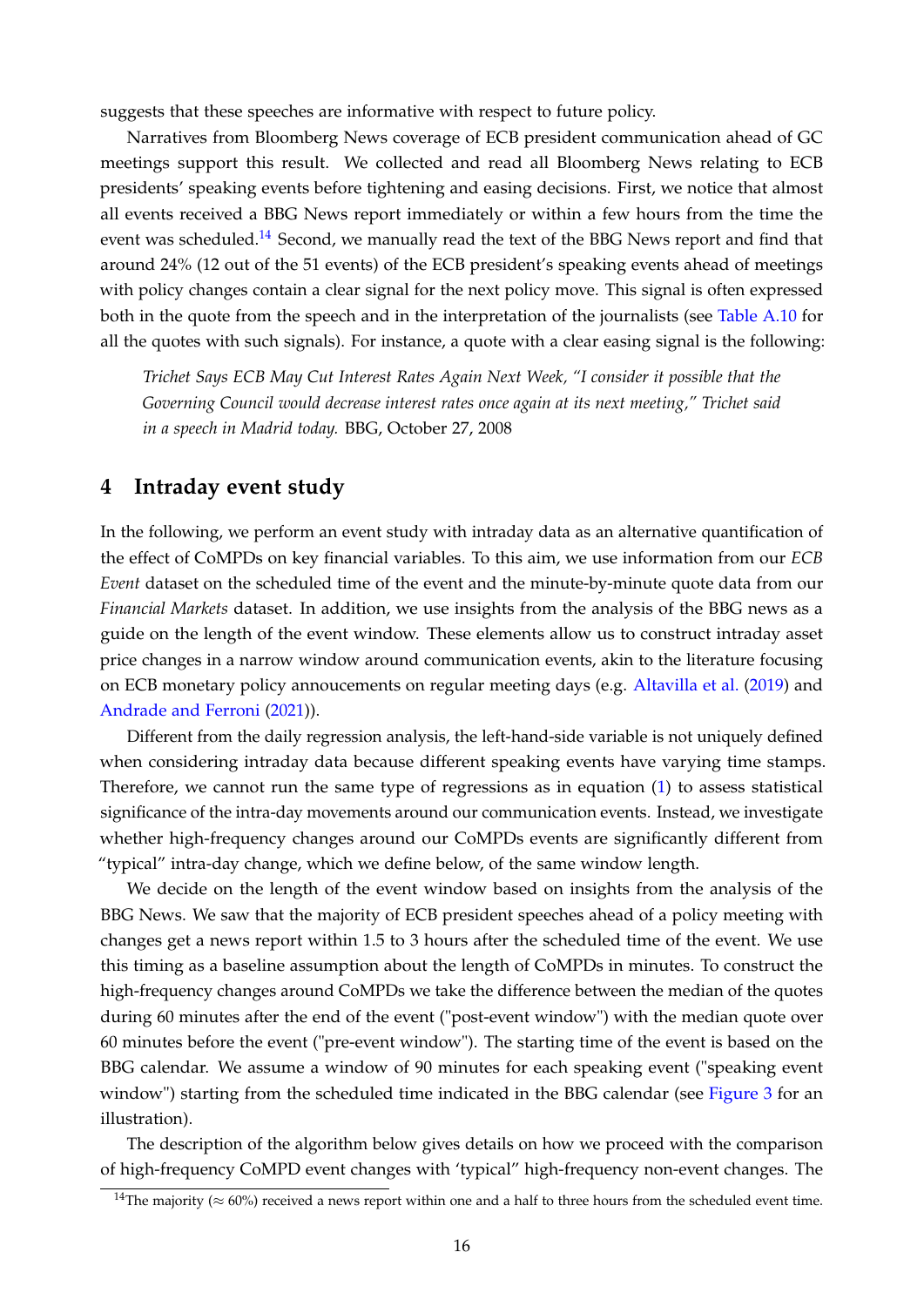suggests that these speeches are informative with respect to future policy.

Narratives from Bloomberg News coverage of ECB president communication ahead of GC meetings support this result. We collected and read all Bloomberg News relating to ECB presidents' speaking events before tightening and easing decisions. First, we notice that almost all events received a BBG News report immediately or within a few hours from the time the event was scheduled.[14] Second, we manually read the text of the BBG News report and find that around 24% (12 out of the 51 events) of the ECB president's speaking events ahead of meetings with policy changes contain a clear signal for the next policy move. This signal is often expressed both in the quote from the speech and in the interpretation of the journalists (see Table A.10 for all the quotes with such signals). For instance, a quote with a clear easing signal is the following:

> *Trichet Says ECB May Cut Interest Rates Again Next Week, "I consider it possible that the Governing Council would decrease interest rates once again at its next meeting," Trichet said in a speech in Madrid today.* BBG, October 27, 2008

## 4 Intraday event study

In the following, we perform an event study with intraday data as an alternative quantification of the effect of CoMPDs on key financial variables. To this aim, we use information from our *ECB Event* dataset on the scheduled time of the event and the minute-by-minute quote data from our *Financial Markets* dataset. In addition, we use insights from the analysis of the BBG news as a guide on the length of the event window. These elements allow us to construct intraday asset price changes in a narrow window around communication events, akin to the literature focusing on ECB monetary policy annoucements on regular meeting days (e.g. Altavilla et al. (2019) and Andrade and Ferroni (2021)).

Different from the daily regression analysis, the left-hand-side variable is not uniquely defined when considering intraday data because different speaking events have varying time stamps. Therefore, we cannot run the same type of regressions as in equation (1) to assess statistical significance of the intra-day movements around our communication events. Instead, we investigate whether high-frequency changes around our CoMPDs events are significantly different from "typical" intra-day change, which we define below, of the same window length.

We decide on the length of the event window based on insights from the analysis of the BBG News. We saw that the majority of ECB president speeches ahead of a policy meeting with changes get a news report within 1.5 to 3 hours after the scheduled time of the event. We use this timing as a baseline assumption about the length of CoMPDs in minutes. To construct the high-frequency changes around CoMPDs we take the difference between the median of the quotes during 60 minutes after the end of the event ("post-event window") with the median quote over 60 minutes before the event ("pre-event window"). The starting time of the event is based on the BBG calendar. We assume a window of 90 minutes for each speaking event ("speaking event window") starting from the scheduled time indicated in the BBG calendar (see Figure 3 for an illustration).

The description of the algorithm below gives details on how we proceed with the comparison of high-frequency CoMPD event changes with 'typical" high-frequency non-event changes. The

[14] The majority ($\approx$ 60%) received a news report within one and a half to three hours from the scheduled event time.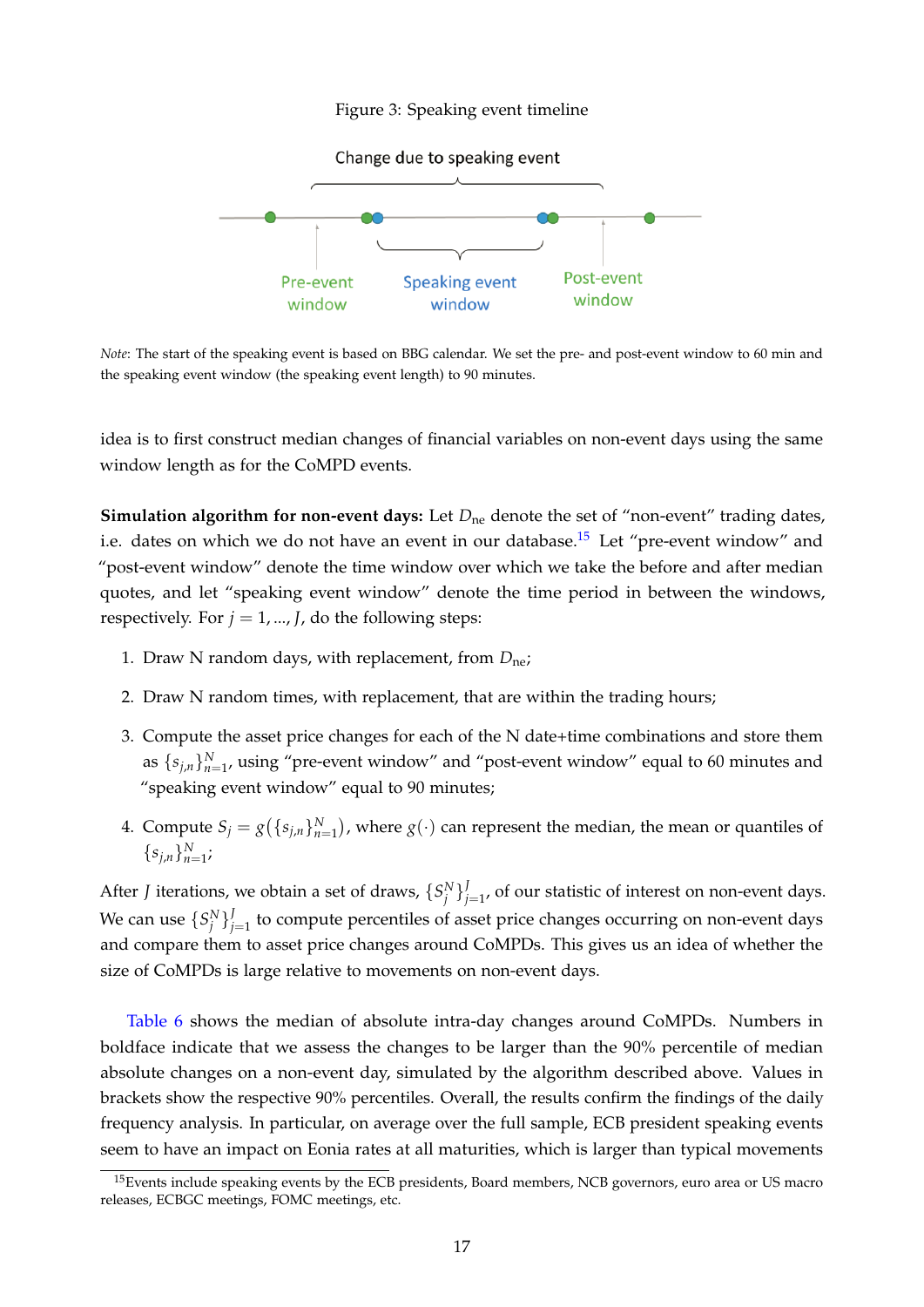Figure 3: Speaking event timeline

Change due to speaking event

Pre-event window

Speaking event window

Post-event window

*Note*: The start of the speaking event is based on BBG calendar. We set the pre- and post-event window to 60 min and the speaking event window (the speaking event length) to 90 minutes.

idea is to first construct median changes of financial variables on non-event days using the same window length as for the CoMPD events.

**Simulation algorithm for non-event days:** Let $D_{\text{ne}}$ denote the set of "non-event" trading dates, i.e. dates on which we do not have an event in our database.[15] Let "pre-event window" and "post-event window" denote the time window over which we take the before and after median quotes, and let "speaking event window" denote the time period in between the windows, respectively. For $j = 1, ..., J$, do the following steps:

1. Draw N random days, with replacement, from $D_{\text{ne}}$;
2. Draw N random times, with replacement, that are within the trading hours;
3. Compute the asset price changes for each of the N date+time combinations and store them as $\{s_{j,n}\}_{n=1}^{N}$, using "pre-event window" and "post-event window" equal to 60 minutes and "speaking event window" equal to 90 minutes;
4. Compute $S_j = g(\{s_{j,n}\}_{n=1}^{N})$, where $g(\cdot)$ can represent the median, the mean or quantiles of $\{s_{j,n}\}_{n=1}^{N}$;

After $J$ iterations, we obtain a set of draws, $\{S_j^N\}_{j=1}^{J}$, of our statistic of interest on non-event days. We can use $\{S_j^N\}_{j=1}^{J}$ to compute percentiles of asset price changes occurring on non-event days and compare them to asset price changes around CoMPDs. This gives us an idea of whether the size of CoMPDs is large relative to movements on non-event days.

Table 6 shows the median of absolute intra-day changes around CoMPDs. Numbers in boldface indicate that we assess the changes to be larger than the 90% percentile of median absolute changes on a non-event day, simulated by the algorithm described above. Values in brackets show the respective 90% percentiles. Overall, the results confirm the findings of the daily frequency analysis. In particular, on average over the full sample, ECB president speaking events seem to have an impact on Eonia rates at all maturities, which is larger than typical movements

[15] Events include speaking events by the ECB presidents, Board members, NCB governors, euro area or US macro releases, ECBGC meetings, FOMC meetings, etc.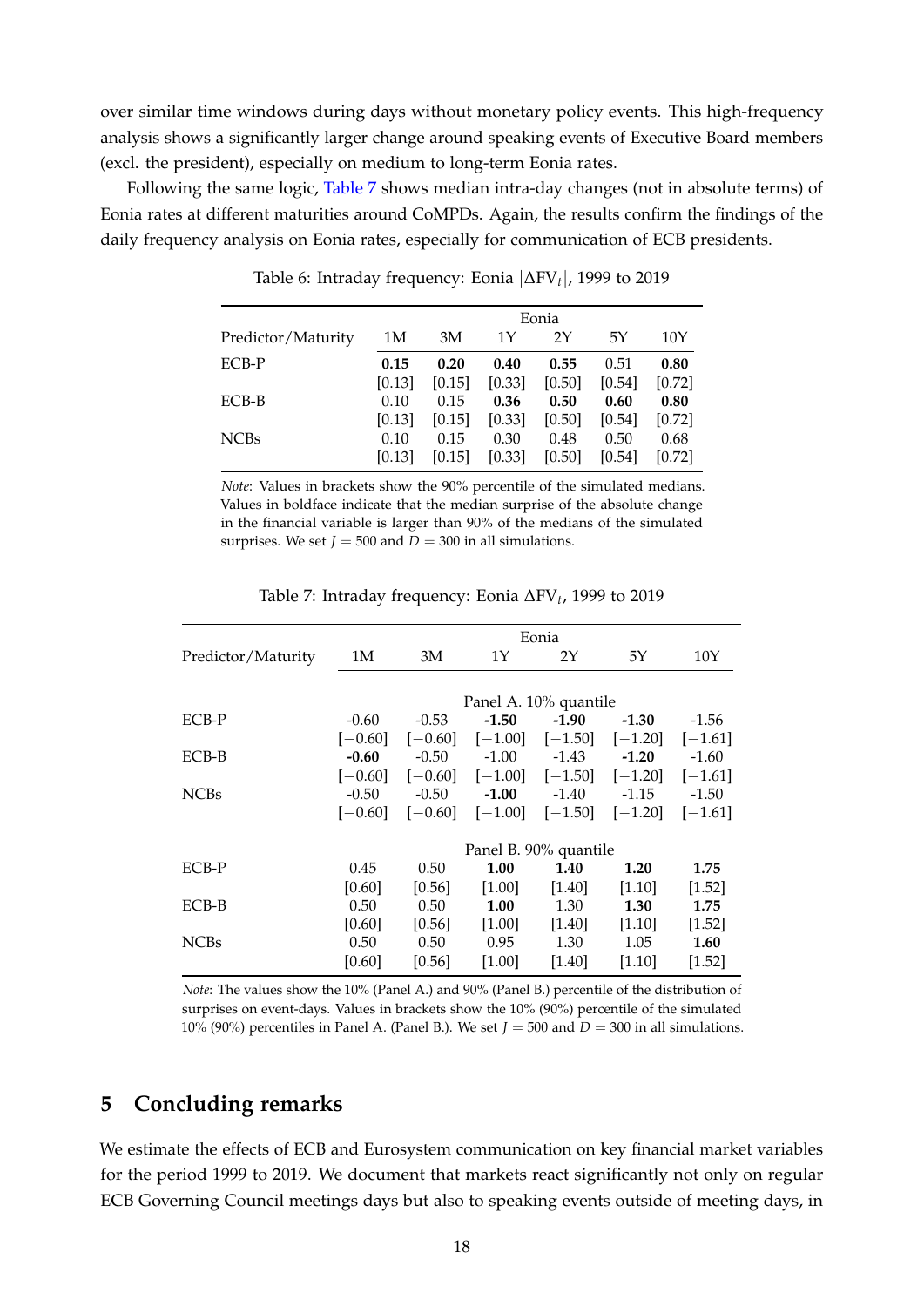over similar time windows during days without monetary policy events. This high-frequency analysis shows a significantly larger change around speaking events of Executive Board members (excl. the president), especially on medium to long-term Eonia rates.

Following the same logic, Table 7 shows median intra-day changes (not in absolute terms) of Eonia rates at different maturities around CoMPDs. Again, the results confirm the findings of the daily frequency analysis on Eonia rates, especially for communication of ECB presidents.

Table 6: Intraday frequency: Eonia $|\Delta \text{FV}_t|$, 1999 to 2019

| | Eonia | | | | | |
|---|---|---|---|---|---|---|
| Predictor/Maturity | 1M | 3M | 1Y | 2Y | 5Y | 10Y |
| ECB-P | **0.15** | **0.20** | **0.40** | **0.55** | 0.51 | **0.80** |
| | [0.13] | [0.15] | [0.33] | [0.50] | [0.54] | [0.72] |
| ECB-B | 0.10 | 0.15 | **0.36** | **0.50** | **0.60** | **0.80** |
| | [0.13] | [0.15] | [0.33] | [0.50] | [0.54] | [0.72] |
| NCBs | 0.10 | 0.15 | 0.30 | 0.48 | 0.50 | 0.68 |
| | [0.13] | [0.15] | [0.33] | [0.50] | [0.54] | [0.72] |

*Note*: Values in brackets show the 90% percentile of the simulated medians. Values in boldface indicate that the median surprise of the absolute change in the financial variable is larger than 90% of the medians of the simulated surprises. We set $J = 500$ and $D = 300$ in all simulations.

Table 7: Intraday frequency: Eonia $\Delta \text{FV}_t$, 1999 to 2019

| | Eonia | | | | | |
|---|---|---|---|---|---|---|
| Predictor/Maturity | 1M | 3M | 1Y | 2Y | 5Y | 10Y |
| | Panel A. 10% quantile | | | | | |
| ECB-P | -0.60 | -0.53 | **-1.50** | **-1.90** | **-1.30** | -1.56 |
| | [−0.60] | [−0.60] | [−1.00] | [−1.50] | [−1.20] | [−1.61] |
| ECB-B | **-0.60** | -0.50 | -1.00 | -1.43 | **-1.20** | -1.60 |
| | [−0.60] | [−0.60] | [−1.00] | [−1.50] | [−1.20] | [−1.61] |
| NCBs | -0.50 | -0.50 | **-1.00** | -1.40 | -1.15 | -1.50 |
| | [−0.60] | [−0.60] | [−1.00] | [−1.50] | [−1.20] | [−1.61] |
| | Panel B. 90% quantile | | | | | |
| ECB-P | 0.45 | 0.50 | **1.00** | **1.40** | **1.20** | **1.75** |
| | [0.60] | [0.56] | [1.00] | [1.40] | [1.10] | [1.52] |
| ECB-B | 0.50 | 0.50 | **1.00** | 1.30 | **1.30** | **1.75** |
| | [0.60] | [0.56] | [1.00] | [1.40] | [1.10] | [1.52] |
| NCBs | 0.50 | 0.50 | 0.95 | 1.30 | 1.05 | **1.60** |
| | [0.60] | [0.56] | [1.00] | [1.40] | [1.10] | [1.52] |

*Note*: The values show the 10% (Panel A.) and 90% (Panel B.) percentile of the distribution of surprises on event-days. Values in brackets show the 10% (90%) percentile of the simulated 10% (90%) percentiles in Panel A. (Panel B.). We set $J = 500$ and $D = 300$ in all simulations.

## 5 Concluding remarks

We estimate the effects of ECB and Eurosystem communication on key financial market variables for the period 1999 to 2019. We document that markets react significantly not only on regular ECB Governing Council meetings days but also to speaking events outside of meeting days, in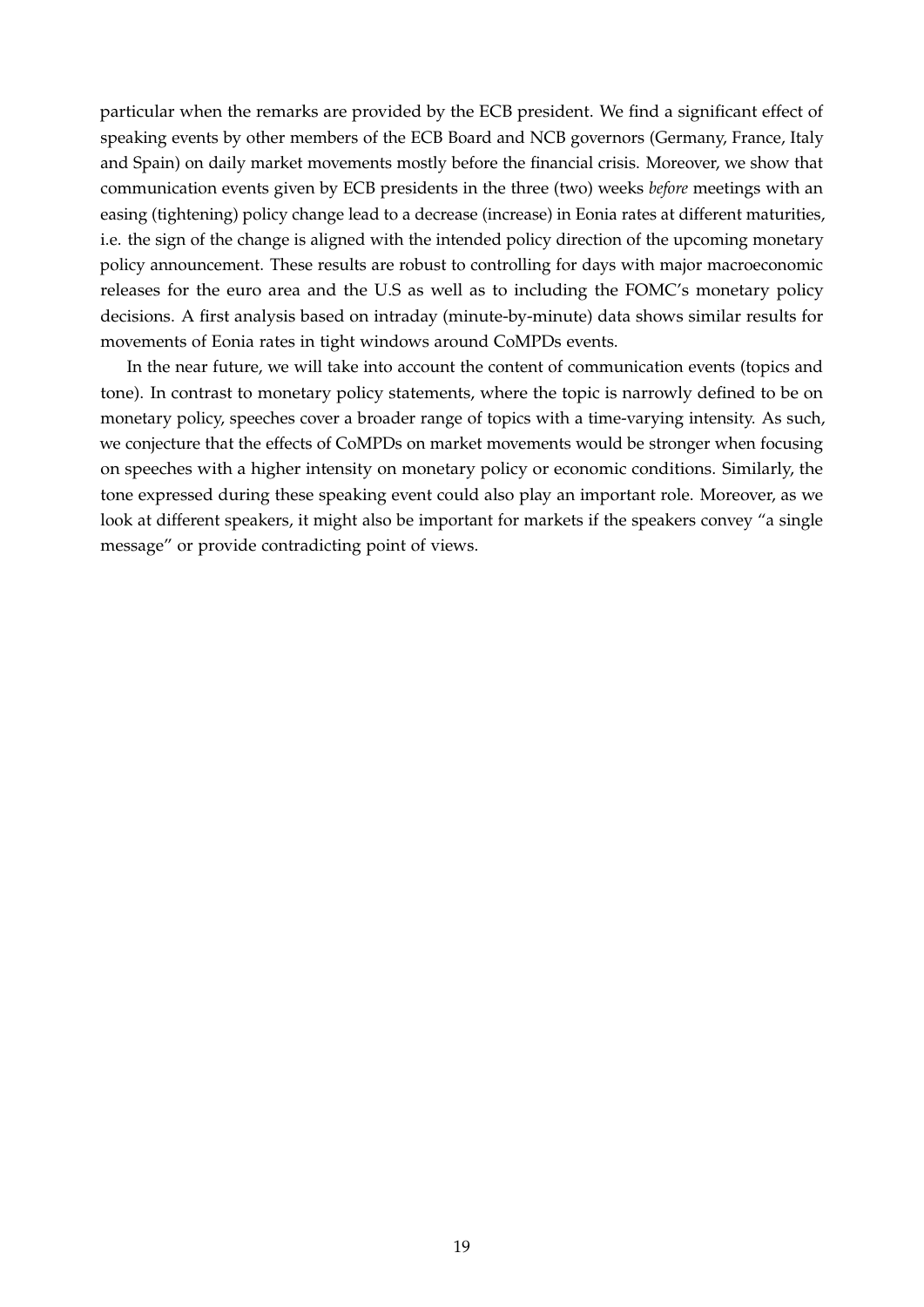particular when the remarks are provided by the ECB president. We find a significant effect of speaking events by other members of the ECB Board and NCB governors (Germany, France, Italy and Spain) on daily market movements mostly before the financial crisis. Moreover, we show that communication events given by ECB presidents in the three (two) weeks *before* meetings with an easing (tightening) policy change lead to a decrease (increase) in Eonia rates at different maturities, i.e. the sign of the change is aligned with the intended policy direction of the upcoming monetary policy announcement. These results are robust to controlling for days with major macroeconomic releases for the euro area and the U.S as well as to including the FOMC's monetary policy decisions. A first analysis based on intraday (minute-by-minute) data shows similar results for movements of Eonia rates in tight windows around CoMPDs events.

In the near future, we will take into account the content of communication events (topics and tone). In contrast to monetary policy statements, where the topic is narrowly defined to be on monetary policy, speeches cover a broader range of topics with a time-varying intensity. As such, we conjecture that the effects of CoMPDs on market movements would be stronger when focusing on speeches with a higher intensity on monetary policy or economic conditions. Similarly, the tone expressed during these speaking event could also play an important role. Moreover, as we look at different speakers, it might also be important for markets if the speakers convey "a single message" or provide contradicting point of views.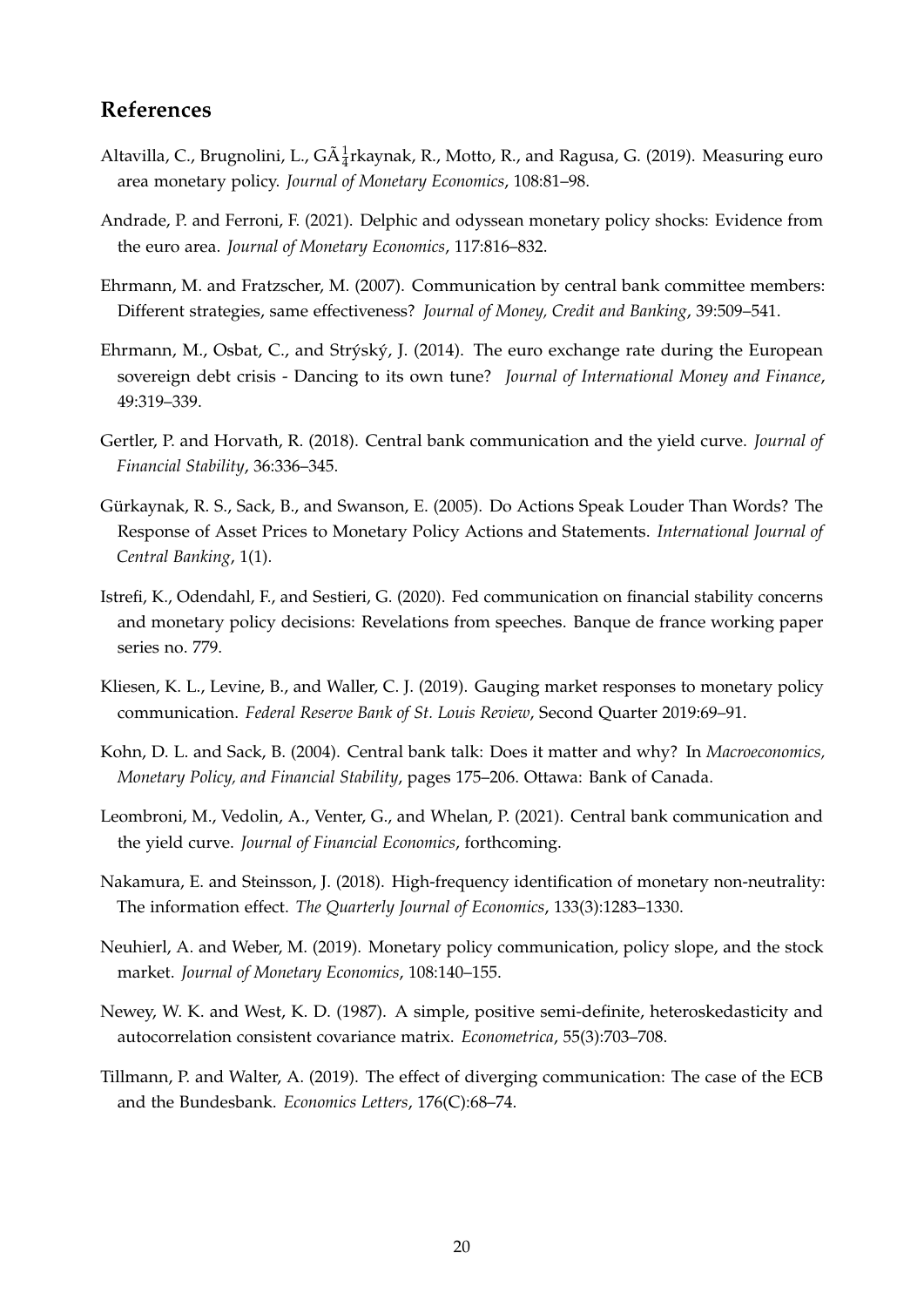## References

Altavilla, C., Brugnolini, L., GÃ¼rkaynak, R., Motto, R., and Ragusa, G. (2019). Measuring euro area monetary policy. *Journal of Monetary Economics*, 108:81–98.

Andrade, P. and Ferroni, F. (2021). Delphic and odyssean monetary policy shocks: Evidence from the euro area. *Journal of Monetary Economics*, 117:816–832.

Ehrmann, M. and Fratzscher, M. (2007). Communication by central bank committee members: Different strategies, same effectiveness? *Journal of Money, Credit and Banking*, 39:509–541.

Ehrmann, M., Osbat, C., and Strýský, J. (2014). The euro exchange rate during the European sovereign debt crisis - Dancing to its own tune? *Journal of International Money and Finance*, 49:319–339.

Gertler, P. and Horvath, R. (2018). Central bank communication and the yield curve. *Journal of Financial Stability*, 36:336–345.

Gürkaynak, R. S., Sack, B., and Swanson, E. (2005). Do Actions Speak Louder Than Words? The Response of Asset Prices to Monetary Policy Actions and Statements. *International Journal of Central Banking*, 1(1).

Istrefi, K., Odendahl, F., and Sestieri, G. (2020). Fed communication on financial stability concerns and monetary policy decisions: Revelations from speeches. Banque de france working paper series no. 779.

Kliesen, K. L., Levine, B., and Waller, C. J. (2019). Gauging market responses to monetary policy communication. *Federal Reserve Bank of St. Louis Review*, Second Quarter 2019:69–91.

Kohn, D. L. and Sack, B. (2004). Central bank talk: Does it matter and why? In *Macroeconomics, Monetary Policy, and Financial Stability*, pages 175–206. Ottawa: Bank of Canada.

Leombroni, M., Vedolin, A., Venter, G., and Whelan, P. (2021). Central bank communication and the yield curve. *Journal of Financial Economics*, forthcoming.

Nakamura, E. and Steinsson, J. (2018). High-frequency identification of monetary non-neutrality: The information effect. *The Quarterly Journal of Economics*, 133(3):1283–1330.

Neuhierl, A. and Weber, M. (2019). Monetary policy communication, policy slope, and the stock market. *Journal of Monetary Economics*, 108:140–155.

Newey, W. K. and West, K. D. (1987). A simple, positive semi-definite, heteroskedasticity and autocorrelation consistent covariance matrix. *Econometrica*, 55(3):703–708.

Tillmann, P. and Walter, A. (2019). The effect of diverging communication: The case of the ECB and the Bundesbank. *Economics Letters*, 176(C):68–74.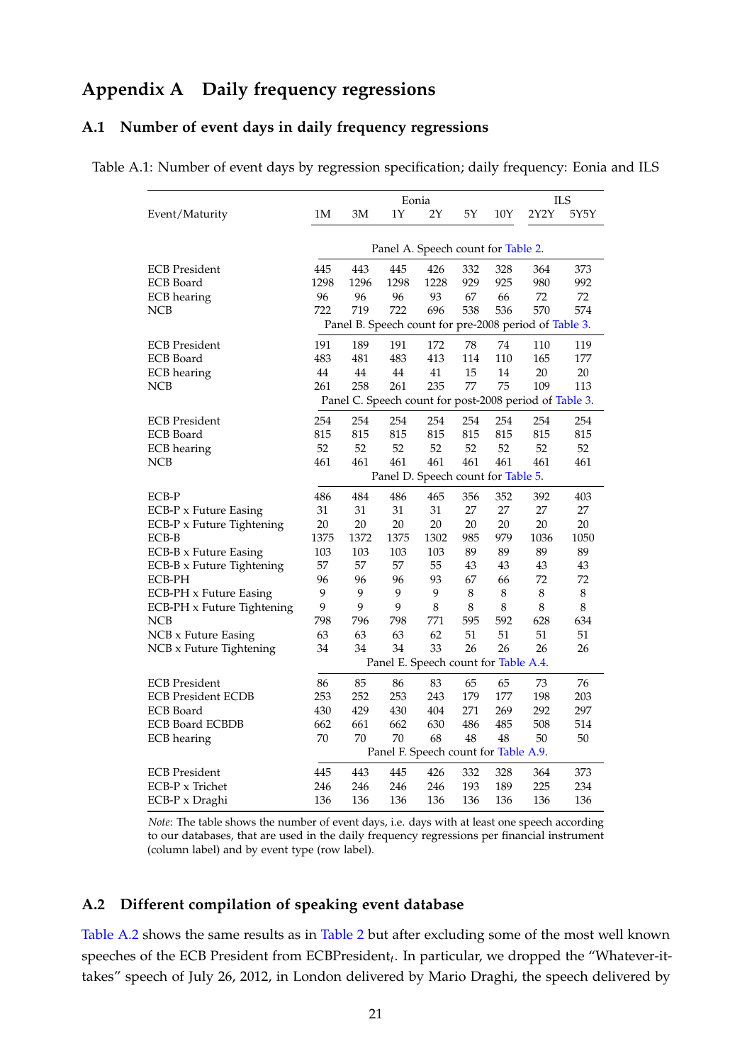# Appendix A  Daily frequency regressions

## A.1  Number of event days in daily frequency regressions

Table A.1: Number of event days by regression specification; daily frequency: Eonia and ILS

| Event/Maturity | Eonia | | | | | | ILS | |
|---|---|---|---|---|---|---|---|---|
| | 1M | 3M | 1Y | 2Y | 5Y | 10Y | 2Y2Y | 5Y5Y |
| | Panel A. Speech count for Table 2. | | | | | | | |
| ECB President | 445 | 443 | 445 | 426 | 332 | 328 | 364 | 373 |
| ECB Board | 1298 | 1296 | 1298 | 1228 | 929 | 925 | 980 | 992 |
| ECB hearing | 96 | 96 | 96 | 93 | 67 | 66 | 72 | 72 |
| NCB | 722 | 719 | 722 | 696 | 538 | 536 | 570 | 574 |
| | Panel B. Speech count for pre-2008 period of Table 3. | | | | | | | |
| ECB President | 191 | 189 | 191 | 172 | 78 | 74 | 110 | 119 |
| ECB Board | 483 | 481 | 483 | 413 | 114 | 110 | 165 | 177 |
| ECB hearing | 44 | 44 | 44 | 41 | 15 | 14 | 20 | 20 |
| NCB | 261 | 258 | 261 | 235 | 77 | 75 | 109 | 113 |
| | Panel C. Speech count for post-2008 period of Table 3. | | | | | | | |
| ECB President | 254 | 254 | 254 | 254 | 254 | 254 | 254 | 254 |
| ECB Board | 815 | 815 | 815 | 815 | 815 | 815 | 815 | 815 |
| ECB hearing | 52 | 52 | 52 | 52 | 52 | 52 | 52 | 52 |
| NCB | 461 | 461 | 461 | 461 | 461 | 461 | 461 | 461 |
| | Panel D. Speech count for Table 5. | | | | | | | |
| ECB-P | 486 | 484 | 486 | 465 | 356 | 352 | 392 | 403 |
| ECB-P x Future Easing | 31 | 31 | 31 | 31 | 27 | 27 | 27 | 27 |
| ECB-P x Future Tightening | 20 | 20 | 20 | 20 | 20 | 20 | 20 | 20 |
| ECB-B | 1375 | 1372 | 1375 | 1302 | 985 | 979 | 1036 | 1050 |
| ECB-B x Future Easing | 103 | 103 | 103 | 103 | 89 | 89 | 89 | 89 |
| ECB-B x Future Tightening | 57 | 57 | 57 | 55 | 43 | 43 | 43 | 43 |
| ECB-PH | 96 | 96 | 96 | 93 | 67 | 66 | 72 | 72 |
| ECB-PH x Future Easing | 9 | 9 | 9 | 9 | 8 | 8 | 8 | 8 |
| ECB-PH x Future Tightening | 9 | 9 | 9 | 8 | 8 | 8 | 8 | 8 |
| NCB | 798 | 796 | 798 | 771 | 595 | 592 | 628 | 634 |
| NCB x Future Easing | 63 | 63 | 63 | 62 | 51 | 51 | 51 | 51 |
| NCB x Future Tightening | 34 | 34 | 34 | 33 | 26 | 26 | 26 | 26 |
| | Panel E. Speech count for Table A.4. | | | | | | | |
| ECB President | 86 | 85 | 86 | 83 | 65 | 65 | 73 | 76 |
| ECB President ECDB | 253 | 252 | 253 | 243 | 179 | 177 | 198 | 203 |
| ECB Board | 430 | 429 | 430 | 404 | 271 | 269 | 292 | 297 |
| ECB Board ECBDB | 662 | 661 | 662 | 630 | 486 | 485 | 508 | 514 |
| ECB hearing | 70 | 70 | 70 | 68 | 48 | 48 | 50 | 50 |
| | Panel F. Speech count for Table A.9. | | | | | | | |
| ECB President | 445 | 443 | 445 | 426 | 332 | 328 | 364 | 373 |
| ECB-P x Trichet | 246 | 246 | 246 | 246 | 193 | 189 | 225 | 234 |
| ECB-P x Draghi | 136 | 136 | 136 | 136 | 136 | 136 | 136 | 136 |

*Note*: The table shows the number of event days, i.e. days with at least one speech according to our databases, that are used in the daily frequency regressions per financial instrument (column label) and by event type (row label).

## A.2  Different compilation of speaking event database

Table A.2 shows the same results as in Table 2 but after excluding some of the most well known speeches of the ECB President from $\text{ECBPresident}_t$. In particular, we dropped the "Whatever-it-takes" speech of July 26, 2012, in London delivered by Mario Draghi, the speech delivered by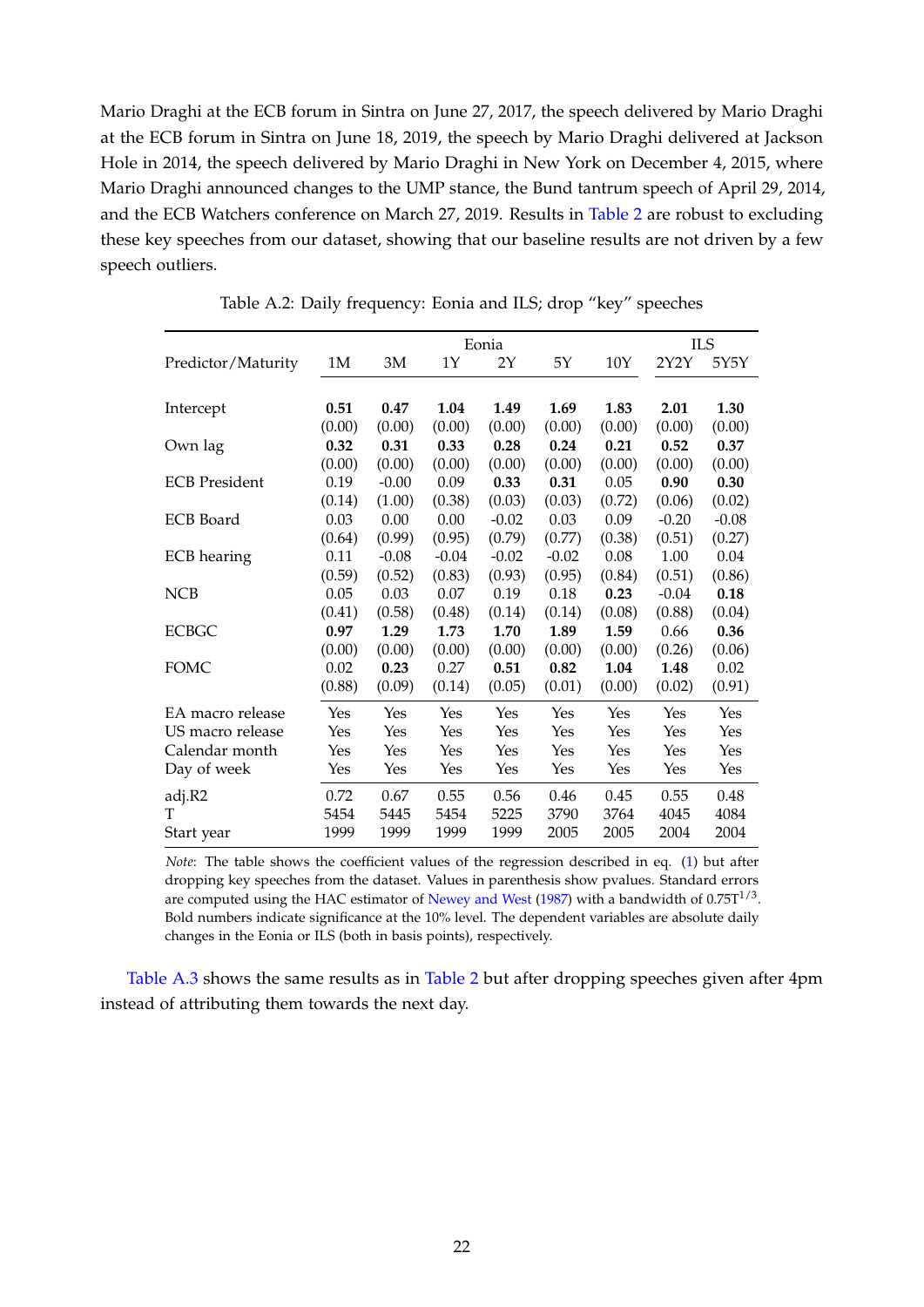Mario Draghi at the ECB forum in Sintra on June 27, 2017, the speech delivered by Mario Draghi at the ECB forum in Sintra on June 18, 2019, the speech by Mario Draghi delivered at Jackson Hole in 2014, the speech delivered by Mario Draghi in New York on December 4, 2015, where Mario Draghi announced changes to the UMP stance, the Bund tantrum speech of April 29, 2014, and the ECB Watchers conference on March 27, 2019. Results in Table 2 are robust to excluding these key speeches from our dataset, showing that our baseline results are not driven by a few speech outliers.

Table A.2: Daily frequency: Eonia and ILS; drop "key" speeches

| | Eonia | | | | | | ILS | |
|---|---|---|---|---|---|---|---|---|
| Predictor/Maturity | 1M | 3M | 1Y | 2Y | 5Y | 10Y | 2Y2Y | 5Y5Y |
| Intercept | **0.51** | **0.47** | **1.04** | **1.49** | **1.69** | **1.83** | **2.01** | **1.30** |
| | (0.00) | (0.00) | (0.00) | (0.00) | (0.00) | (0.00) | (0.00) | (0.00) |
| Own lag | **0.32** | **0.31** | **0.33** | **0.28** | **0.24** | **0.21** | **0.52** | **0.37** |
| | (0.00) | (0.00) | (0.00) | (0.00) | (0.00) | (0.00) | (0.00) | (0.00) |
| ECB President | 0.19 | -0.00 | 0.09 | **0.33** | **0.31** | 0.05 | **0.90** | **0.30** |
| | (0.14) | (1.00) | (0.38) | (0.03) | (0.03) | (0.72) | (0.06) | (0.02) |
| ECB Board | 0.03 | 0.00 | 0.00 | -0.02 | 0.03 | 0.09 | -0.20 | -0.08 |
| | (0.64) | (0.99) | (0.95) | (0.79) | (0.77) | (0.38) | (0.51) | (0.27) |
| ECB hearing | 0.11 | -0.08 | -0.04 | -0.02 | -0.02 | 0.08 | 1.00 | 0.04 |
| | (0.59) | (0.52) | (0.83) | (0.93) | (0.95) | (0.84) | (0.51) | (0.86) |
| NCB | 0.05 | 0.03 | 0.07 | 0.19 | 0.18 | **0.23** | -0.04 | **0.18** |
| | (0.41) | (0.58) | (0.48) | (0.14) | (0.14) | (0.08) | (0.88) | (0.04) |
| ECBGC | **0.97** | **1.29** | **1.73** | **1.70** | **1.89** | **1.59** | 0.66 | **0.36** |
| | (0.00) | (0.00) | (0.00) | (0.00) | (0.00) | (0.00) | (0.26) | (0.06) |
| FOMC | 0.02 | **0.23** | 0.27 | **0.51** | **0.82** | **1.04** | **1.48** | 0.02 |
| | (0.88) | (0.09) | (0.14) | (0.05) | (0.01) | (0.00) | (0.02) | (0.91) |
| EA macro release | Yes | Yes | Yes | Yes | Yes | Yes | Yes | Yes |
| US macro release | Yes | Yes | Yes | Yes | Yes | Yes | Yes | Yes |
| Calendar month | Yes | Yes | Yes | Yes | Yes | Yes | Yes | Yes |
| Day of week | Yes | Yes | Yes | Yes | Yes | Yes | Yes | Yes |
| adj.R2 | 0.72 | 0.67 | 0.55 | 0.56 | 0.46 | 0.45 | 0.55 | 0.48 |
| T | 5454 | 5445 | 5454 | 5225 | 3790 | 3764 | 4045 | 4084 |
| Start year | 1999 | 1999 | 1999 | 1999 | 2005 | 2005 | 2004 | 2004 |

*Note*: The table shows the coefficient values of the regression described in eq. (1) but after dropping key speeches from the dataset. Values in parenthesis show pvalues. Standard errors are computed using the HAC estimator of Newey and West (1987) with a bandwidth of $0.75T^{1/3}$. Bold numbers indicate significance at the 10% level. The dependent variables are absolute daily changes in the Eonia or ILS (both in basis points), respectively.

Table A.3 shows the same results as in Table 2 but after dropping speeches given after 4pm instead of attributing them towards the next day.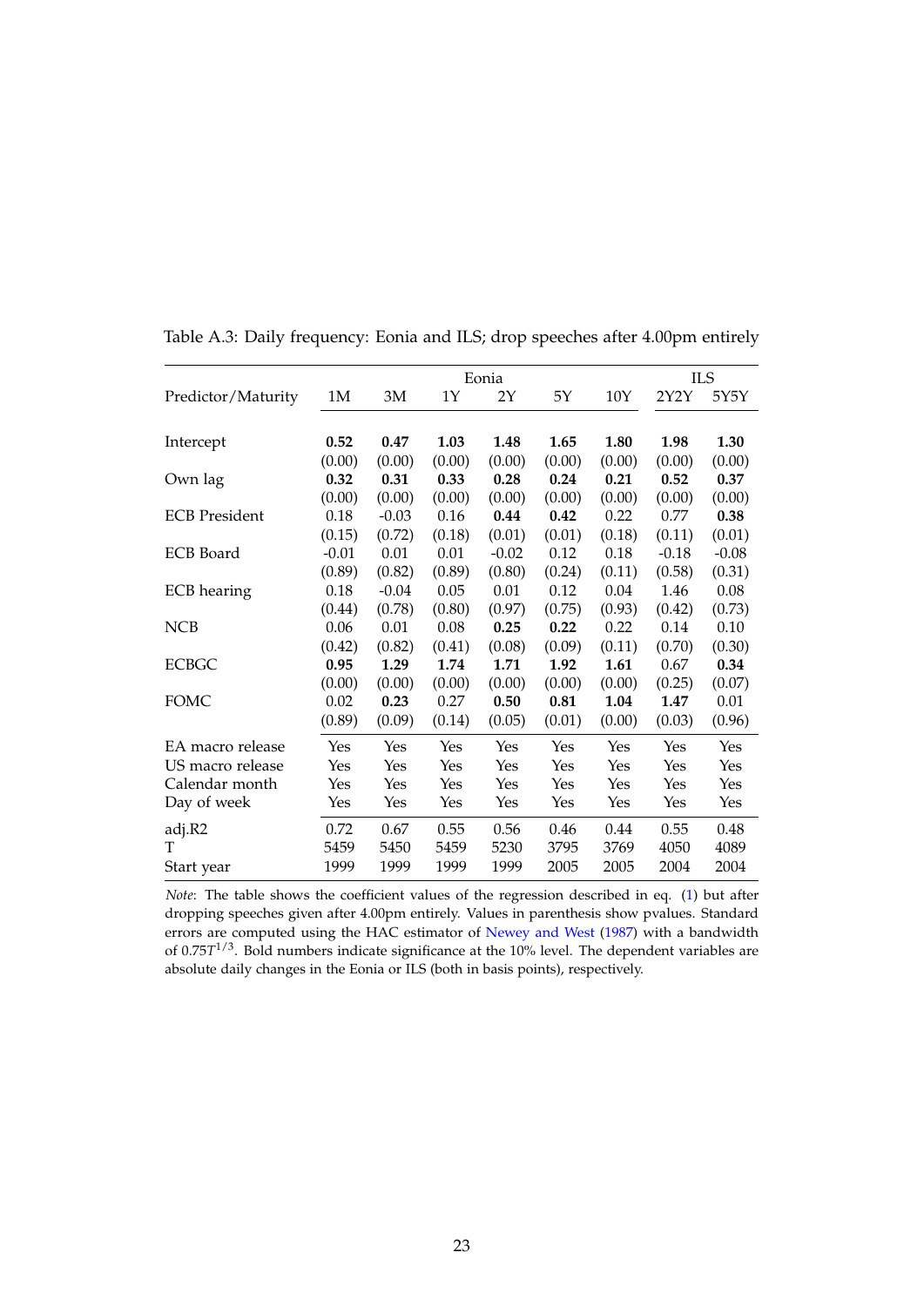Table A.3: Daily frequency: Eonia and ILS; drop speeches after 4.00pm entirely

| Predictor/Maturity | Eonia 1M | 3M | 1Y | 2Y | 5Y | 10Y | ILS 2Y2Y | 5Y5Y |
|---|---|---|---|---|---|---|---|---|
| Intercept | **0.52** | **0.47** | **1.03** | **1.48** | **1.65** | **1.80** | **1.98** | **1.30** |
| | (0.00) | (0.00) | (0.00) | (0.00) | (0.00) | (0.00) | (0.00) | (0.00) |
| Own lag | **0.32** | **0.31** | **0.33** | **0.28** | **0.24** | **0.21** | **0.52** | **0.37** |
| | (0.00) | (0.00) | (0.00) | (0.00) | (0.00) | (0.00) | (0.00) | (0.00) |
| ECB President | 0.18 | -0.03 | 0.16 | **0.44** | **0.42** | 0.22 | 0.77 | **0.38** |
| | (0.15) | (0.72) | (0.18) | (0.01) | (0.01) | (0.18) | (0.11) | (0.01) |
| ECB Board | -0.01 | 0.01 | 0.01 | -0.02 | 0.12 | 0.18 | -0.18 | -0.08 |
| | (0.89) | (0.82) | (0.89) | (0.80) | (0.24) | (0.11) | (0.58) | (0.31) |
| ECB hearing | 0.18 | -0.04 | 0.05 | 0.01 | 0.12 | 0.04 | 1.46 | 0.08 |
| | (0.44) | (0.78) | (0.80) | (0.97) | (0.75) | (0.93) | (0.42) | (0.73) |
| NCB | 0.06 | 0.01 | 0.08 | **0.25** | **0.22** | 0.22 | 0.14 | 0.10 |
| | (0.42) | (0.82) | (0.41) | (0.08) | (0.09) | (0.11) | (0.70) | (0.30) |
| ECBGC | **0.95** | **1.29** | **1.74** | **1.71** | **1.92** | **1.61** | 0.67 | **0.34** |
| | (0.00) | (0.00) | (0.00) | (0.00) | (0.00) | (0.00) | (0.25) | (0.07) |
| FOMC | 0.02 | **0.23** | 0.27 | **0.50** | **0.81** | **1.04** | **1.47** | 0.01 |
| | (0.89) | (0.09) | (0.14) | (0.05) | (0.01) | (0.00) | (0.03) | (0.96) |
| EA macro release | Yes | Yes | Yes | Yes | Yes | Yes | Yes | Yes |
| US macro release | Yes | Yes | Yes | Yes | Yes | Yes | Yes | Yes |
| Calendar month | Yes | Yes | Yes | Yes | Yes | Yes | Yes | Yes |
| Day of week | Yes | Yes | Yes | Yes | Yes | Yes | Yes | Yes |
| adj.R2 | 0.72 | 0.67 | 0.55 | 0.56 | 0.46 | 0.44 | 0.55 | 0.48 |
| T | 5459 | 5450 | 5459 | 5230 | 3795 | 3769 | 4050 | 4089 |
| Start year | 1999 | 1999 | 1999 | 1999 | 2005 | 2005 | 2004 | 2004 |

*Note*: The table shows the coefficient values of the regression described in eq. (1) but after dropping speeches given after 4.00pm entirely. Values in parenthesis show pvalues. Standard errors are computed using the HAC estimator of Newey and West (1987) with a bandwidth of $0.75T^{1/3}$. Bold numbers indicate significance at the 10% level. The dependent variables are absolute daily changes in the Eonia or ILS (both in basis points), respectively.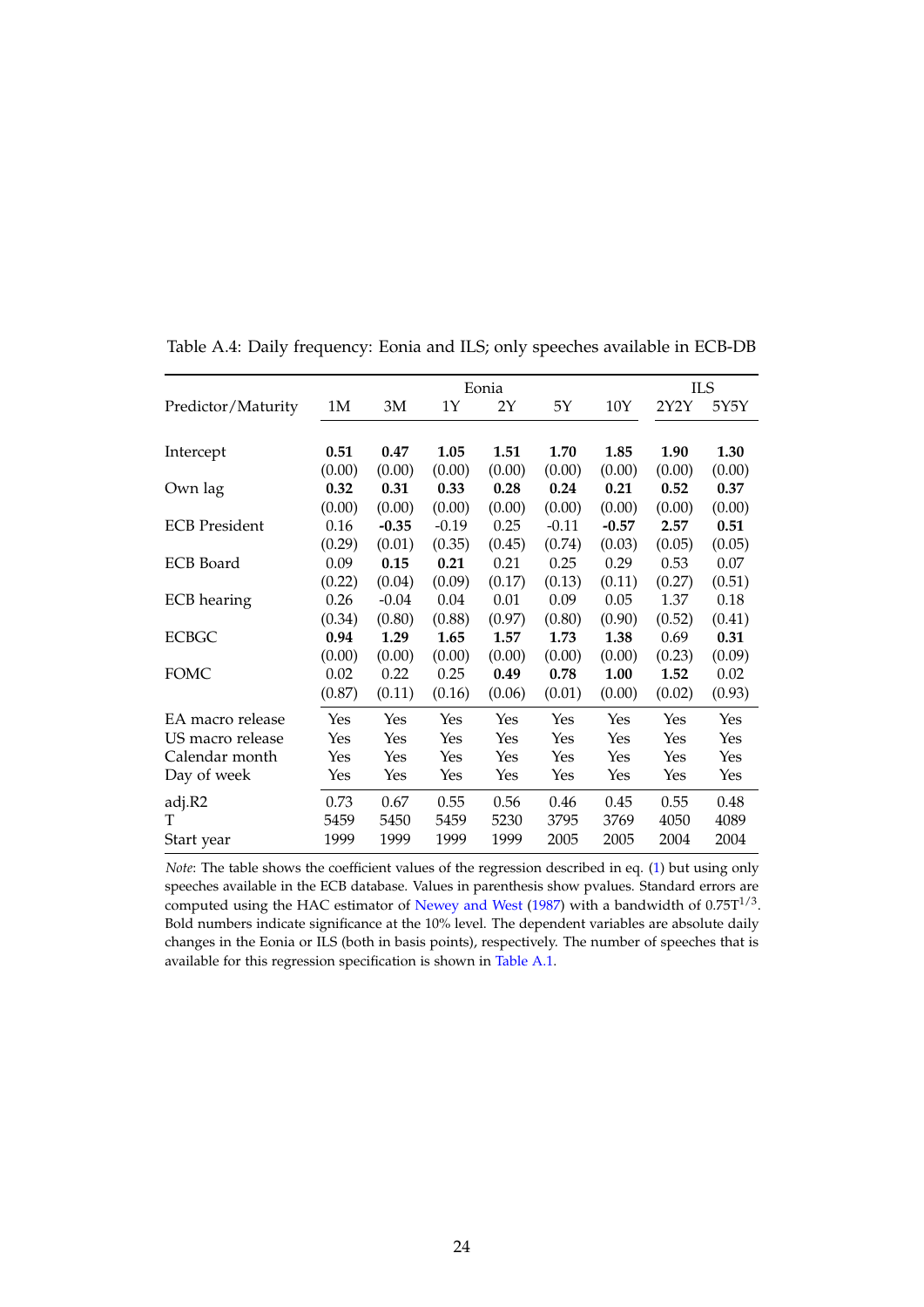Table A.4: Daily frequency: Eonia and ILS; only speeches available in ECB-DB

| Predictor/Maturity | Eonia 1M | 3M | 1Y | 2Y | 5Y | 10Y | ILS 2Y2Y | 5Y5Y |
|---|---|---|---|---|---|---|---|---|
| Intercept | **0.51** | **0.47** | **1.05** | **1.51** | **1.70** | **1.85** | **1.90** | **1.30** |
| | (0.00) | (0.00) | (0.00) | (0.00) | (0.00) | (0.00) | (0.00) | (0.00) |
| Own lag | **0.32** | **0.31** | **0.33** | **0.28** | **0.24** | **0.21** | **0.52** | **0.37** |
| | (0.00) | (0.00) | (0.00) | (0.00) | (0.00) | (0.00) | (0.00) | (0.00) |
| ECB President | 0.16 | **-0.35** | -0.19 | 0.25 | -0.11 | **-0.57** | **2.57** | **0.51** |
| | (0.29) | (0.01) | (0.35) | (0.45) | (0.74) | (0.03) | (0.05) | (0.05) |
| ECB Board | 0.09 | **0.15** | **0.21** | 0.21 | 0.25 | 0.29 | 0.53 | 0.07 |
| | (0.22) | (0.04) | (0.09) | (0.17) | (0.13) | (0.11) | (0.27) | (0.51) |
| ECB hearing | 0.26 | -0.04 | 0.04 | 0.01 | 0.09 | 0.05 | 1.37 | 0.18 |
| | (0.34) | (0.80) | (0.88) | (0.97) | (0.80) | (0.90) | (0.52) | (0.41) |
| ECBGC | **0.94** | **1.29** | **1.65** | **1.57** | **1.73** | **1.38** | 0.69 | **0.31** |
| | (0.00) | (0.00) | (0.00) | (0.00) | (0.00) | (0.00) | (0.23) | (0.09) |
| FOMC | 0.02 | 0.22 | 0.25 | **0.49** | **0.78** | **1.00** | **1.52** | 0.02 |
| | (0.87) | (0.11) | (0.16) | (0.06) | (0.01) | (0.00) | (0.02) | (0.93) |
| EA macro release | Yes | Yes | Yes | Yes | Yes | Yes | Yes | Yes |
| US macro release | Yes | Yes | Yes | Yes | Yes | Yes | Yes | Yes |
| Calendar month | Yes | Yes | Yes | Yes | Yes | Yes | Yes | Yes |
| Day of week | Yes | Yes | Yes | Yes | Yes | Yes | Yes | Yes |
| adj.R2 | 0.73 | 0.67 | 0.55 | 0.56 | 0.46 | 0.45 | 0.55 | 0.48 |
| T | 5459 | 5450 | 5459 | 5230 | 3795 | 3769 | 4050 | 4089 |
| Start year | 1999 | 1999 | 1999 | 1999 | 2005 | 2005 | 2004 | 2004 |

*Note*: The table shows the coefficient values of the regression described in eq. (1) but using only speeches available in the ECB database. Values in parenthesis show pvalues. Standard errors are computed using the HAC estimator of Newey and West (1987) with a bandwidth of $0.75T^{1/3}$. Bold numbers indicate significance at the 10% level. The dependent variables are absolute daily changes in the Eonia or ILS (both in basis points), respectively. The number of speeches that is available for this regression specification is shown in Table A.1.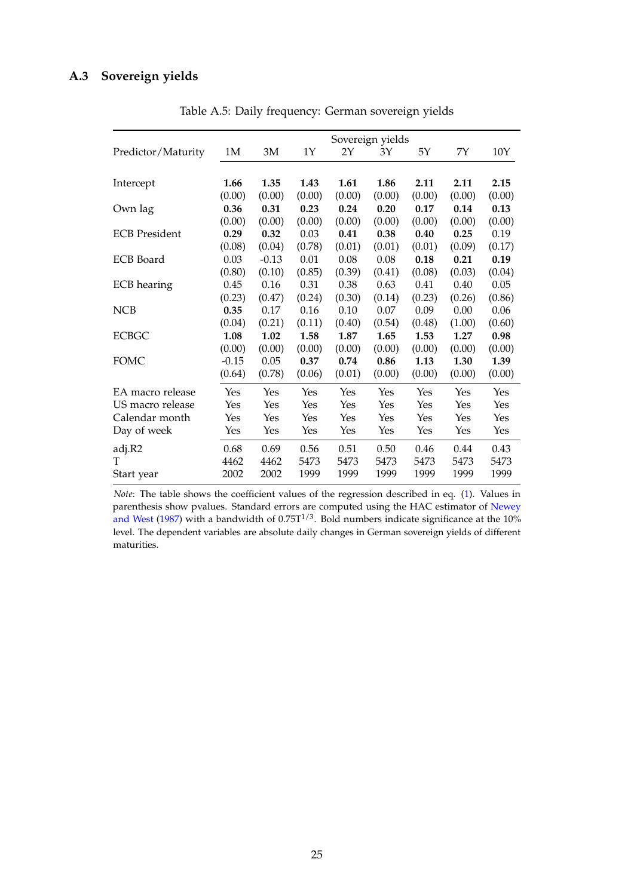### A.3 Sovereign yields

Table A.5: Daily frequency: German sovereign yields

| Predictor/Maturity | Sovereign yields 1M | 3M | 1Y | 2Y | 3Y | 5Y | 7Y | 10Y |
|---|---|---|---|---|---|---|---|---|
| Intercept | **1.66** | **1.35** | **1.43** | **1.61** | **1.86** | **2.11** | **2.11** | **2.15** |
| | (0.00) | (0.00) | (0.00) | (0.00) | (0.00) | (0.00) | (0.00) | (0.00) |
| Own lag | **0.36** | **0.31** | **0.23** | **0.24** | **0.20** | **0.17** | **0.14** | **0.13** |
| | (0.00) | (0.00) | (0.00) | (0.00) | (0.00) | (0.00) | (0.00) | (0.00) |
| ECB President | **0.29** | **0.32** | 0.03 | **0.41** | **0.38** | **0.40** | **0.25** | 0.19 |
| | (0.08) | (0.04) | (0.78) | (0.01) | (0.01) | (0.01) | (0.09) | (0.17) |
| ECB Board | 0.03 | -0.13 | 0.01 | 0.08 | 0.08 | **0.18** | **0.21** | **0.19** |
| | (0.80) | (0.10) | (0.85) | (0.39) | (0.41) | (0.08) | (0.03) | (0.04) |
| ECB hearing | 0.45 | 0.16 | 0.31 | 0.38 | 0.63 | 0.41 | 0.40 | 0.05 |
| | (0.23) | (0.47) | (0.24) | (0.30) | (0.14) | (0.23) | (0.26) | (0.86) |
| NCB | **0.35** | 0.17 | 0.16 | 0.10 | 0.07 | 0.09 | 0.00 | 0.06 |
| | (0.04) | (0.21) | (0.11) | (0.40) | (0.54) | (0.48) | (1.00) | (0.60) |
| ECBGC | **1.08** | **1.02** | **1.58** | **1.87** | **1.65** | **1.53** | **1.27** | **0.98** |
| | (0.00) | (0.00) | (0.00) | (0.00) | (0.00) | (0.00) | (0.00) | (0.00) |
| FOMC | -0.15 | 0.05 | **0.37** | **0.74** | **0.86** | **1.13** | **1.30** | **1.39** |
| | (0.64) | (0.78) | (0.06) | (0.01) | (0.00) | (0.00) | (0.00) | (0.00) |
| EA macro release | Yes | Yes | Yes | Yes | Yes | Yes | Yes | Yes |
| US macro release | Yes | Yes | Yes | Yes | Yes | Yes | Yes | Yes |
| Calendar month | Yes | Yes | Yes | Yes | Yes | Yes | Yes | Yes |
| Day of week | Yes | Yes | Yes | Yes | Yes | Yes | Yes | Yes |
| adj.R2 | 0.68 | 0.69 | 0.56 | 0.51 | 0.50 | 0.46 | 0.44 | 0.43 |
| T | 4462 | 4462 | 5473 | 5473 | 5473 | 5473 | 5473 | 5473 |
| Start year | 2002 | 2002 | 1999 | 1999 | 1999 | 1999 | 1999 | 1999 |

*Note*: The table shows the coefficient values of the regression described in eq. (1). Values in parenthesis show pvalues. Standard errors are computed using the HAC estimator of Newey and West (1987) with a bandwidth of $0.75T^{1/3}$. Bold numbers indicate significance at the 10% level. The dependent variables are absolute daily changes in German sovereign yields of different maturities.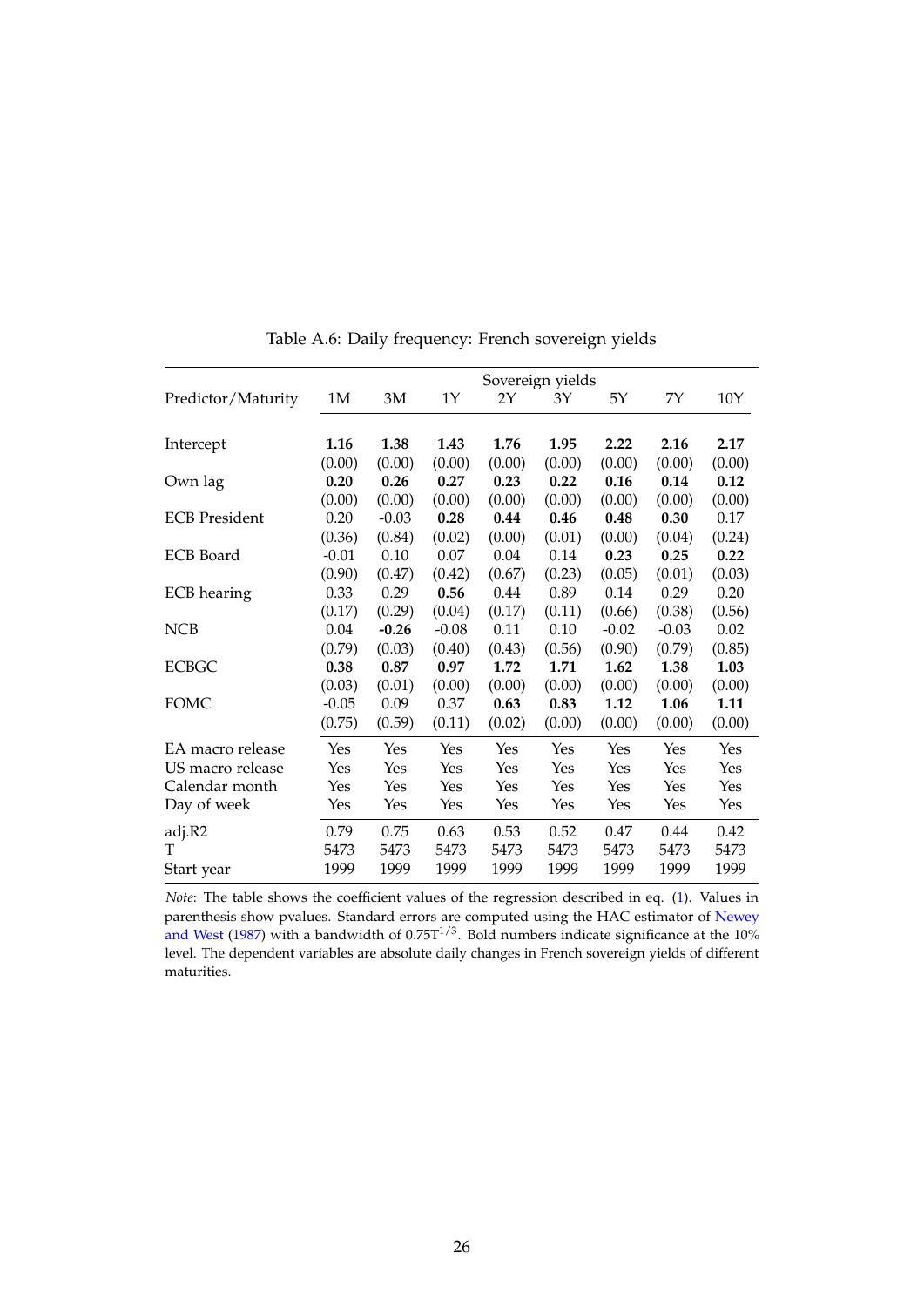Table A.6: Daily frequency: French sovereign yields

| Predictor/Maturity | Sovereign yields 1M | 3M | 1Y | 2Y | 3Y | 5Y | 7Y | 10Y |
|---|---|---|---|---|---|---|---|---|
| Intercept | **1.16** | **1.38** | **1.43** | **1.76** | **1.95** | **2.22** | **2.16** | **2.17** |
| | (0.00) | (0.00) | (0.00) | (0.00) | (0.00) | (0.00) | (0.00) | (0.00) |
| Own lag | **0.20** | **0.26** | **0.27** | **0.23** | **0.22** | **0.16** | **0.14** | **0.12** |
| | (0.00) | (0.00) | (0.00) | (0.00) | (0.00) | (0.00) | (0.00) | (0.00) |
| ECB President | 0.20 | -0.03 | **0.28** | **0.44** | **0.46** | **0.48** | **0.30** | 0.17 |
| | (0.36) | (0.84) | (0.02) | (0.00) | (0.01) | (0.00) | (0.04) | (0.24) |
| ECB Board | -0.01 | 0.10 | 0.07 | 0.04 | 0.14 | **0.23** | **0.25** | **0.22** |
| | (0.90) | (0.47) | (0.42) | (0.67) | (0.23) | (0.05) | (0.01) | (0.03) |
| ECB hearing | 0.33 | 0.29 | **0.56** | 0.44 | 0.89 | 0.14 | 0.29 | 0.20 |
| | (0.17) | (0.29) | (0.04) | (0.17) | (0.11) | (0.66) | (0.38) | (0.56) |
| NCB | 0.04 | **-0.26** | -0.08 | 0.11 | 0.10 | -0.02 | -0.03 | 0.02 |
| | (0.79) | (0.03) | (0.40) | (0.43) | (0.56) | (0.90) | (0.79) | (0.85) |
| ECBGC | **0.38** | **0.87** | **0.97** | **1.72** | **1.71** | **1.62** | **1.38** | **1.03** |
| | (0.03) | (0.01) | (0.00) | (0.00) | (0.00) | (0.00) | (0.00) | (0.00) |
| FOMC | -0.05 | 0.09 | 0.37 | **0.63** | **0.83** | **1.12** | **1.06** | **1.11** |
| | (0.75) | (0.59) | (0.11) | (0.02) | (0.00) | (0.00) | (0.00) | (0.00) |
| EA macro release | Yes | Yes | Yes | Yes | Yes | Yes | Yes | Yes |
| US macro release | Yes | Yes | Yes | Yes | Yes | Yes | Yes | Yes |
| Calendar month | Yes | Yes | Yes | Yes | Yes | Yes | Yes | Yes |
| Day of week | Yes | Yes | Yes | Yes | Yes | Yes | Yes | Yes |
| adj.R2 | 0.79 | 0.75 | 0.63 | 0.53 | 0.52 | 0.47 | 0.44 | 0.42 |
| T | 5473 | 5473 | 5473 | 5473 | 5473 | 5473 | 5473 | 5473 |
| Start year | 1999 | 1999 | 1999 | 1999 | 1999 | 1999 | 1999 | 1999 |

*Note*: The table shows the coefficient values of the regression described in eq. (1). Values in parenthesis show pvalues. Standard errors are computed using the HAC estimator of Newey and West (1987) with a bandwidth of $0.75T^{1/3}$. Bold numbers indicate significance at the 10% level. The dependent variables are absolute daily changes in French sovereign yields of different maturities.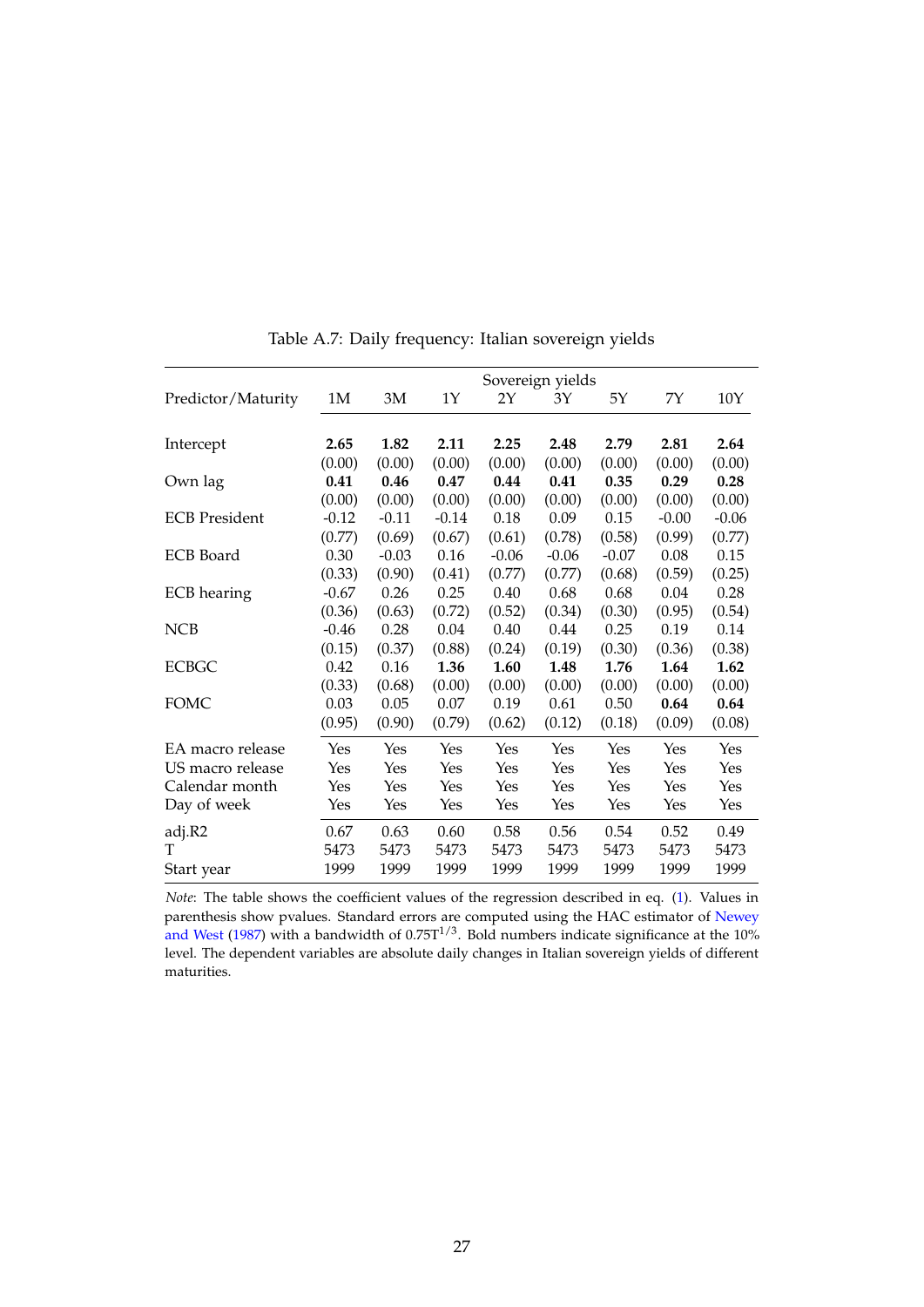Table A.7: Daily frequency: Italian sovereign yields

| Predictor/Maturity | Sovereign yields 1M | 3M | 1Y | 2Y | 3Y | 5Y | 7Y | 10Y |
|---|---|---|---|---|---|---|---|---|
| Intercept | **2.65** | **1.82** | **2.11** | **2.25** | **2.48** | **2.79** | **2.81** | **2.64** |
| | (0.00) | (0.00) | (0.00) | (0.00) | (0.00) | (0.00) | (0.00) | (0.00) |
| Own lag | **0.41** | **0.46** | **0.47** | **0.44** | **0.41** | **0.35** | **0.29** | **0.28** |
| | (0.00) | (0.00) | (0.00) | (0.00) | (0.00) | (0.00) | (0.00) | (0.00) |
| ECB President | -0.12 | -0.11 | -0.14 | 0.18 | 0.09 | 0.15 | -0.00 | -0.06 |
| | (0.77) | (0.69) | (0.67) | (0.61) | (0.78) | (0.58) | (0.99) | (0.77) |
| ECB Board | 0.30 | -0.03 | 0.16 | -0.06 | -0.06 | -0.07 | 0.08 | 0.15 |
| | (0.33) | (0.90) | (0.41) | (0.77) | (0.77) | (0.68) | (0.59) | (0.25) |
| ECB hearing | -0.67 | 0.26 | 0.25 | 0.40 | 0.68 | 0.68 | 0.04 | 0.28 |
| | (0.36) | (0.63) | (0.72) | (0.52) | (0.34) | (0.30) | (0.95) | (0.54) |
| NCB | -0.46 | 0.28 | 0.04 | 0.40 | 0.44 | 0.25 | 0.19 | 0.14 |
| | (0.15) | (0.37) | (0.88) | (0.24) | (0.19) | (0.30) | (0.36) | (0.38) |
| ECBGC | 0.42 | 0.16 | **1.36** | **1.60** | **1.48** | **1.76** | **1.64** | **1.62** |
| | (0.33) | (0.68) | (0.00) | (0.00) | (0.00) | (0.00) | (0.00) | (0.00) |
| FOMC | 0.03 | 0.05 | 0.07 | 0.19 | 0.61 | 0.50 | **0.64** | **0.64** |
| | (0.95) | (0.90) | (0.79) | (0.62) | (0.12) | (0.18) | (0.09) | (0.08) |
| EA macro release | Yes | Yes | Yes | Yes | Yes | Yes | Yes | Yes |
| US macro release | Yes | Yes | Yes | Yes | Yes | Yes | Yes | Yes |
| Calendar month | Yes | Yes | Yes | Yes | Yes | Yes | Yes | Yes |
| Day of week | Yes | Yes | Yes | Yes | Yes | Yes | Yes | Yes |
| adj.R2 | 0.67 | 0.63 | 0.60 | 0.58 | 0.56 | 0.54 | 0.52 | 0.49 |
| T | 5473 | 5473 | 5473 | 5473 | 5473 | 5473 | 5473 | 5473 |
| Start year | 1999 | 1999 | 1999 | 1999 | 1999 | 1999 | 1999 | 1999 |

*Note*: The table shows the coefficient values of the regression described in eq. (1). Values in parenthesis show pvalues. Standard errors are computed using the HAC estimator of Newey and West (1987) with a bandwidth of $0.75T^{1/3}$. Bold numbers indicate significance at the 10% level. The dependent variables are absolute daily changes in Italian sovereign yields of different maturities.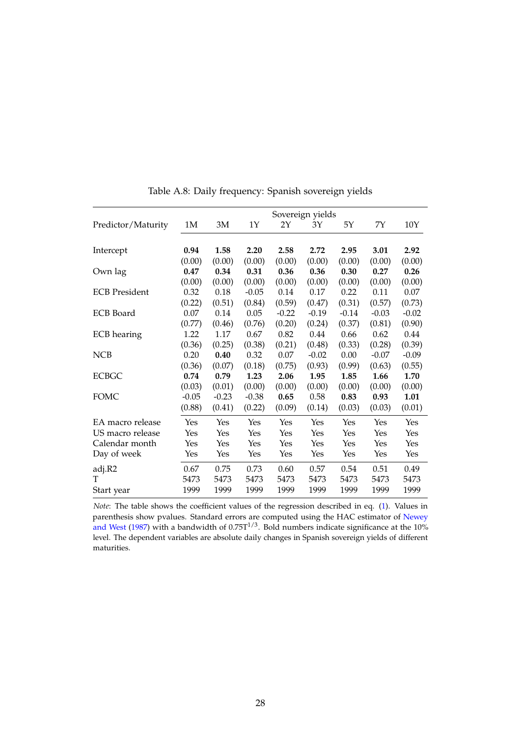Table A.8: Daily frequency: Spanish sovereign yields

| Predictor/Maturity | Sovereign yields 1M | 3M | 1Y | 2Y | 3Y | 5Y | 7Y | 10Y |
|---|---|---|---|---|---|---|---|---|
| Intercept | **0.94** | **1.58** | **2.20** | **2.58** | **2.72** | **2.95** | **3.01** | **2.92** |
| | (0.00) | (0.00) | (0.00) | (0.00) | (0.00) | (0.00) | (0.00) | (0.00) |
| Own lag | **0.47** | **0.34** | **0.31** | **0.36** | **0.36** | **0.30** | **0.27** | **0.26** |
| | (0.00) | (0.00) | (0.00) | (0.00) | (0.00) | (0.00) | (0.00) | (0.00) |
| ECB President | 0.32 | 0.18 | -0.05 | 0.14 | 0.17 | 0.22 | 0.11 | 0.07 |
| | (0.22) | (0.51) | (0.84) | (0.59) | (0.47) | (0.31) | (0.57) | (0.73) |
| ECB Board | 0.07 | 0.14 | 0.05 | -0.22 | -0.19 | -0.14 | -0.03 | -0.02 |
| | (0.77) | (0.46) | (0.76) | (0.20) | (0.24) | (0.37) | (0.81) | (0.90) |
| ECB hearing | 1.22 | 1.17 | 0.67 | 0.82 | 0.44 | 0.66 | 0.62 | 0.44 |
| | (0.36) | (0.25) | (0.38) | (0.21) | (0.48) | (0.33) | (0.28) | (0.39) |
| NCB | 0.20 | **0.40** | 0.32 | 0.07 | -0.02 | 0.00 | -0.07 | -0.09 |
| | (0.36) | (0.07) | (0.18) | (0.75) | (0.93) | (0.99) | (0.63) | (0.55) |
| ECBGC | **0.74** | **0.79** | **1.23** | **2.06** | **1.95** | **1.85** | **1.66** | **1.70** |
| | (0.03) | (0.01) | (0.00) | (0.00) | (0.00) | (0.00) | (0.00) | (0.00) |
| FOMC | -0.05 | -0.23 | -0.38 | **0.65** | 0.58 | **0.83** | **0.93** | **1.01** |
| | (0.88) | (0.41) | (0.22) | (0.09) | (0.14) | (0.03) | (0.03) | (0.01) |
| EA macro release | Yes | Yes | Yes | Yes | Yes | Yes | Yes | Yes |
| US macro release | Yes | Yes | Yes | Yes | Yes | Yes | Yes | Yes |
| Calendar month | Yes | Yes | Yes | Yes | Yes | Yes | Yes | Yes |
| Day of week | Yes | Yes | Yes | Yes | Yes | Yes | Yes | Yes |
| adj.R2 | 0.67 | 0.75 | 0.73 | 0.60 | 0.57 | 0.54 | 0.51 | 0.49 |
| T | 5473 | 5473 | 5473 | 5473 | 5473 | 5473 | 5473 | 5473 |
| Start year | 1999 | 1999 | 1999 | 1999 | 1999 | 1999 | 1999 | 1999 |

*Note*: The table shows the coefficient values of the regression described in eq. (1). Values in parenthesis show pvalues. Standard errors are computed using the HAC estimator of Newey and West (1987) with a bandwidth of $0.75T^{1/3}$. Bold numbers indicate significance at the 10% level. The dependent variables are absolute daily changes in Spanish sovereign yields of different maturities.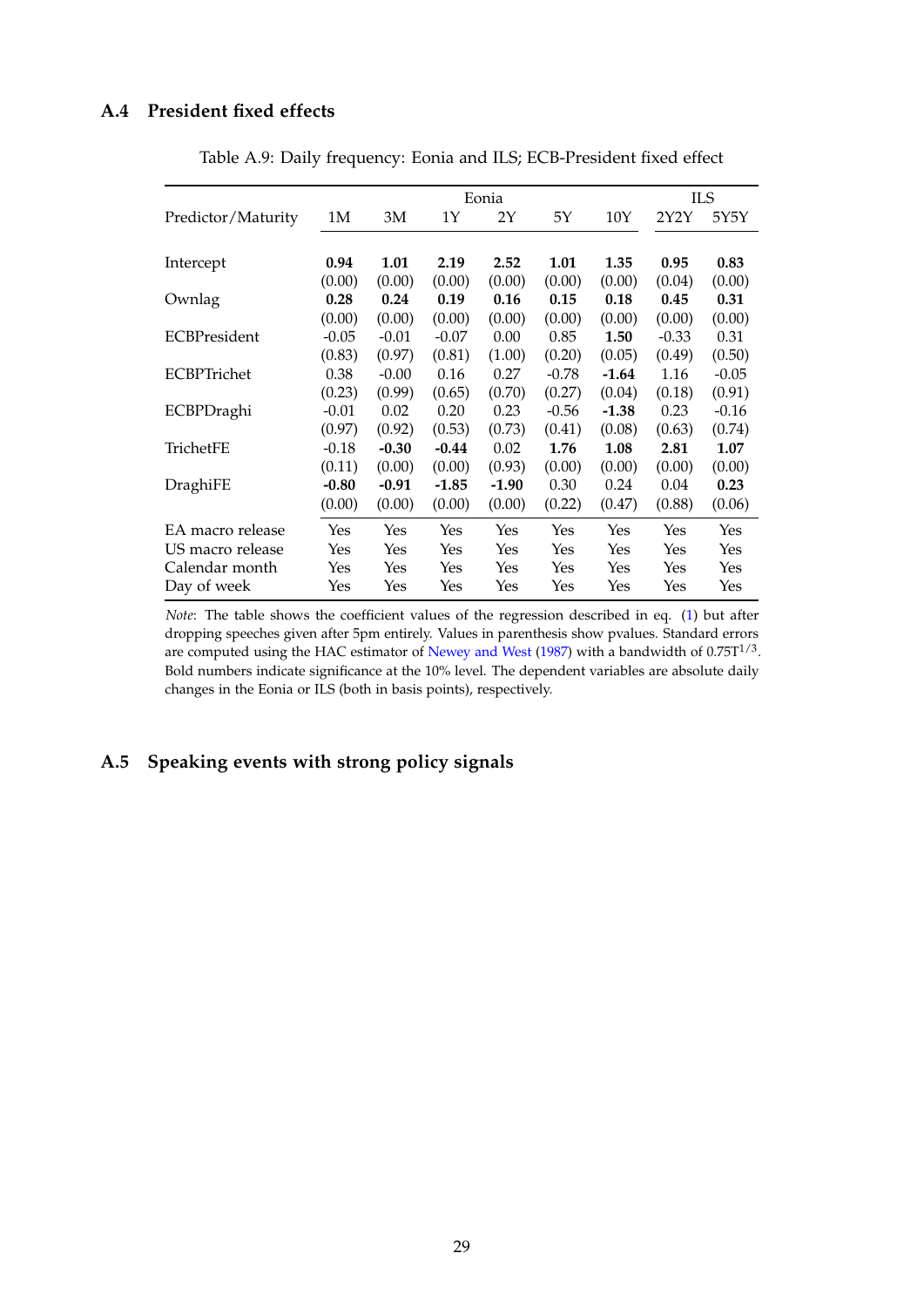### A.4 President fixed effects

Table A.9: Daily frequency: Eonia and ILS; ECB-President fixed effect

| Predictor/Maturity | Eonia | | | | | | ILS | |
|---|---|---|---|---|---|---|---|---|
| | 1M | 3M | 1Y | 2Y | 5Y | 10Y | 2Y2Y | 5Y5Y |
| Intercept | **0.94** | **1.01** | **2.19** | **2.52** | **1.01** | **1.35** | **0.95** | **0.83** |
| | (0.00) | (0.00) | (0.00) | (0.00) | (0.00) | (0.00) | (0.04) | (0.00) |
| Ownlag | **0.28** | **0.24** | **0.19** | **0.16** | **0.15** | **0.18** | **0.45** | **0.31** |
| | (0.00) | (0.00) | (0.00) | (0.00) | (0.00) | (0.00) | (0.00) | (0.00) |
| ECBPresident | -0.05 | -0.01 | -0.07 | 0.00 | 0.85 | **1.50** | -0.33 | 0.31 |
| | (0.83) | (0.97) | (0.81) | (1.00) | (0.20) | (0.05) | (0.49) | (0.50) |
| ECBPTrichet | 0.38 | -0.00 | 0.16 | 0.27 | -0.78 | **-1.64** | 1.16 | -0.05 |
| | (0.23) | (0.99) | (0.65) | (0.70) | (0.27) | (0.04) | (0.18) | (0.91) |
| ECBPDraghi | -0.01 | 0.02 | 0.20 | 0.23 | -0.56 | **-1.38** | 0.23 | -0.16 |
| | (0.97) | (0.92) | (0.53) | (0.73) | (0.41) | (0.08) | (0.63) | (0.74) |
| TrichetFE | -0.18 | **-0.30** | **-0.44** | 0.02 | **1.76** | **1.08** | **2.81** | **1.07** |
| | (0.11) | (0.00) | (0.00) | (0.93) | (0.00) | (0.00) | (0.00) | (0.00) |
| DraghiFE | **-0.80** | **-0.91** | **-1.85** | **-1.90** | 0.30 | 0.24 | 0.04 | **0.23** |
| | (0.00) | (0.00) | (0.00) | (0.00) | (0.22) | (0.47) | (0.88) | (0.06) |
| EA macro release | Yes | Yes | Yes | Yes | Yes | Yes | Yes | Yes |
| US macro release | Yes | Yes | Yes | Yes | Yes | Yes | Yes | Yes |
| Calendar month | Yes | Yes | Yes | Yes | Yes | Yes | Yes | Yes |
| Day of week | Yes | Yes | Yes | Yes | Yes | Yes | Yes | Yes |

*Note*: The table shows the coefficient values of the regression described in eq. (1) but after dropping speeches given after 5pm entirely. Values in parenthesis show pvalues. Standard errors are computed using the HAC estimator of Newey and West (1987) with a bandwidth of $0.75T^{1/3}$. Bold numbers indicate significance at the 10% level. The dependent variables are absolute daily changes in the Eonia or ILS (both in basis points), respectively.

### A.5 Speaking events with strong policy signals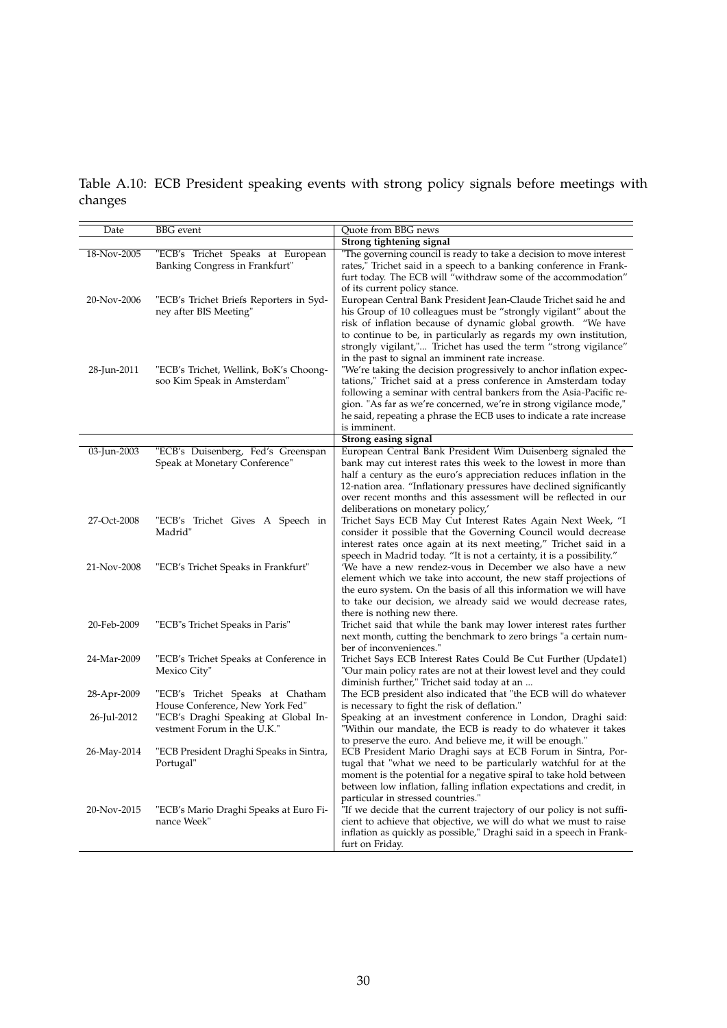Table A.10: ECB President speaking events with strong policy signals before meetings with changes

| Date | BBG event | Quote from BBG news |
|---|---|---|
| | | **Strong tightening signal** |
| 18-Nov-2005 | "ECB's Trichet Speaks at European Banking Congress in Frankfurt" | "The governing council is ready to take a decision to move interest rates," Trichet said in a speech to a banking conference in Frankfurt today. The ECB will "withdraw some of the accommodation" of its current policy stance. |
| 20-Nov-2006 | "ECB's Trichet Briefs Reporters in Sydney after BIS Meeting" | European Central Bank President Jean-Claude Trichet said he and his Group of 10 colleagues must be "strongly vigilant" about the risk of inflation because of dynamic global growth. "We have to continue to be, in particularly as regards my own institution, strongly vigilant,"... Trichet has used the term "strong vigilance" in the past to signal an imminent rate increase. |
| 28-Jun-2011 | "ECB's Trichet, Wellink, BoK's Choongsoo Kim Speak in Amsterdam" | "We're taking the decision progressively to anchor inflation expectations," Trichet said at a press conference in Amsterdam today following a seminar with central bankers from the Asia-Pacific region. "As far as we're concerned, we're in strong vigilance mode," he said, repeating a phrase the ECB uses to indicate a rate increase is imminent. |
| | | **Strong easing signal** |
| 03-Jun-2003 | "ECB's Duisenberg, Fed's Greenspan Speak at Monetary Conference" | European Central Bank President Wim Duisenberg signaled the bank may cut interest rates this week to the lowest in more than half a century as the euro's appreciation reduces inflation in the 12-nation area. "Inflationary pressures have declined significantly over recent months and this assessment will be reflected in our deliberations on monetary policy,' |
| 27-Oct-2008 | "ECB's Trichet Gives A Speech in Madrid" | Trichet Says ECB May Cut Interest Rates Again Next Week, "I consider it possible that the Governing Council would decrease interest rates once again at its next meeting," Trichet said in a speech in Madrid today. "It is not a certainty, it is a possibility." |
| 21-Nov-2008 | "ECB's Trichet Speaks in Frankfurt" | 'We have a new rendez-vous in December we also have a new element which we take into account, the new staff projections of the euro system. On the basis of all this information we will have to take our decision, we already said we would decrease rates, there is nothing new there. |
| 20-Feb-2009 | "ECB"s Trichet Speaks in Paris" | Trichet said that while the bank may lower interest rates further next month, cutting the benchmark to zero brings "a certain number of inconveniences." |
| 24-Mar-2009 | "ECB's Trichet Speaks at Conference in Mexico City" | Trichet Says ECB Interest Rates Could Be Cut Further (Update1) "Our main policy rates are not at their lowest level and they could diminish further," Trichet said today at an ... |
| 28-Apr-2009 | "ECB's Trichet Speaks at Chatham House Conference, New York Fed" | The ECB president also indicated that "the ECB will do whatever is necessary to fight the risk of deflation." |
| 26-Jul-2012 | "ECB's Draghi Speaking at Global Investment Forum in the U.K." | Speaking at an investment conference in London, Draghi said: "Within our mandate, the ECB is ready to do whatever it takes to preserve the euro. And believe me, it will be enough." |
| 26-May-2014 | "ECB President Draghi Speaks in Sintra, Portugal" | ECB President Mario Draghi says at ECB Forum in Sintra, Portugal that "what we need to be particularly watchful for at the moment is the potential for a negative spiral to take hold between between low inflation, falling inflation expectations and credit, in particular in stressed countries." |
| 20-Nov-2015 | "ECB's Mario Draghi Speaks at Euro Finance Week" | "If we decide that the current trajectory of our policy is not sufficient to achieve that objective, we will do what we must to raise inflation as quickly as possible," Draghi said in a speech in Frankfurt on Friday. |